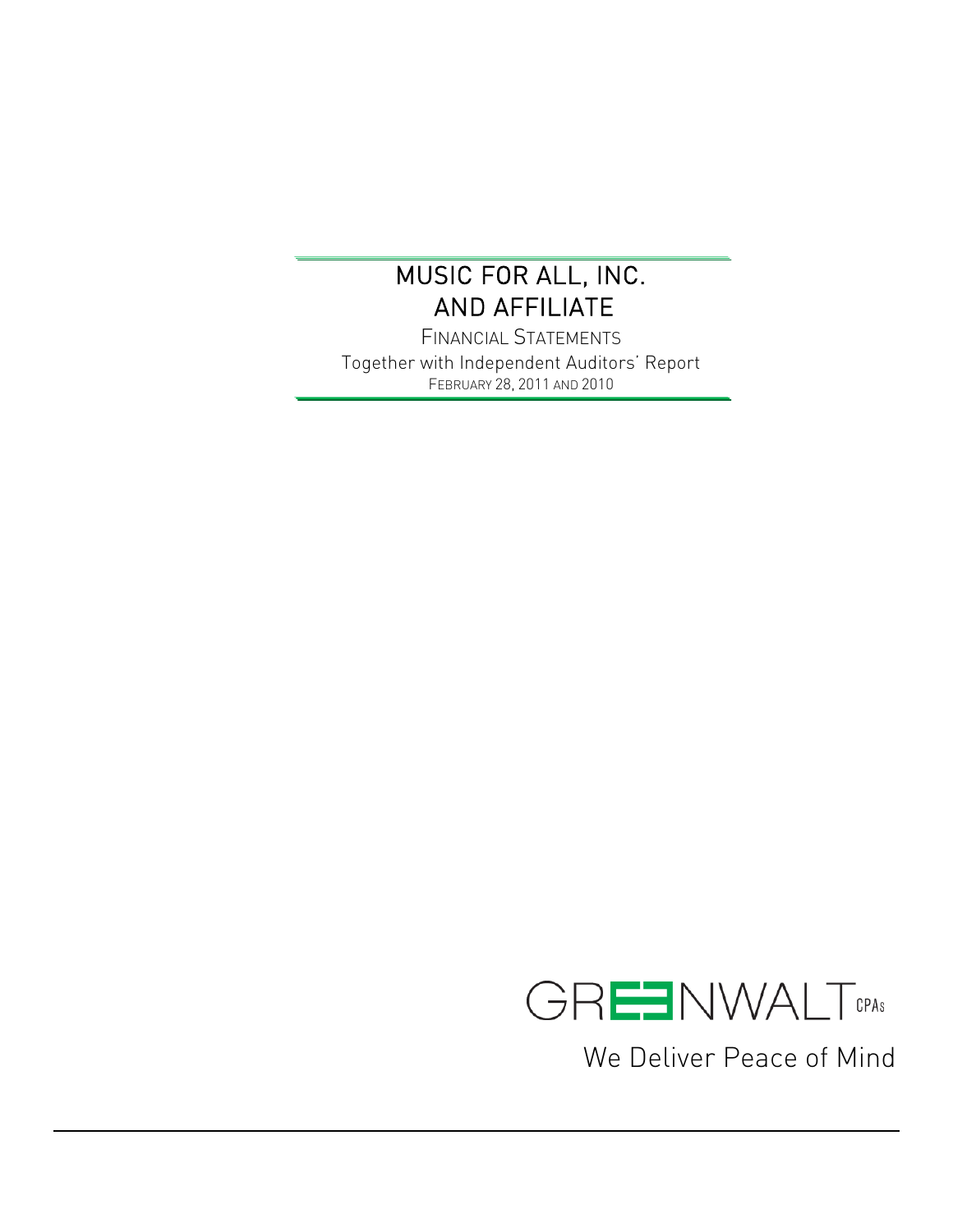# MUSIC FOR ALL, INC.
# AND AFFILIATE

FINANCIAL STATEMENTS

Together with Independent Auditors' Report

FEBRUARY 28, 2011 AND 2010

GREENWALT CPAs

We Deliver Peace of Mind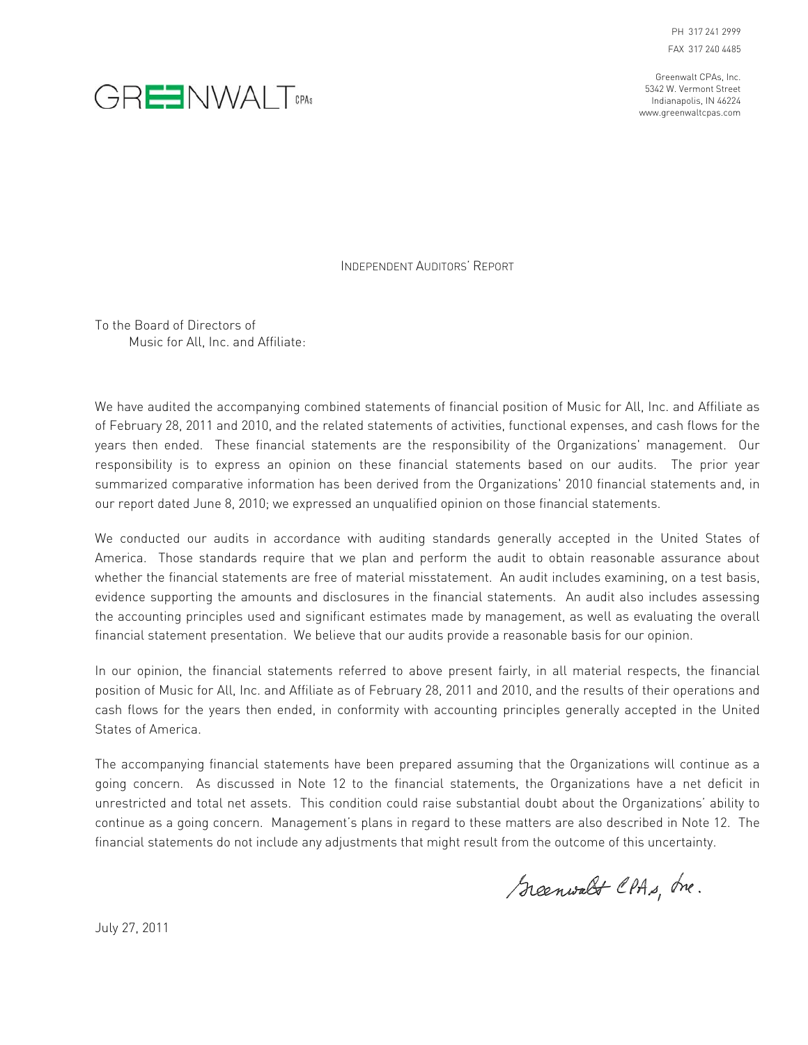PH 317 241 2999
FAX 317 240 4485

GREENWALT CPAs

Greenwalt CPAs, Inc.
5342 W. Vermont Street
Indianapolis, IN 46224
www.greenwaltcpas.com

# INDEPENDENT AUDITORS' REPORT

To the Board of Directors of
Music for All, Inc. and Affiliate:

We have audited the accompanying combined statements of financial position of Music for All, Inc. and Affiliate as of February 28, 2011 and 2010, and the related statements of activities, functional expenses, and cash flows for the years then ended. These financial statements are the responsibility of the Organizations' management. Our responsibility is to express an opinion on these financial statements based on our audits. The prior year summarized comparative information has been derived from the Organizations' 2010 financial statements and, in our report dated June 8, 2010; we expressed an unqualified opinion on those financial statements.

We conducted our audits in accordance with auditing standards generally accepted in the United States of America. Those standards require that we plan and perform the audit to obtain reasonable assurance about whether the financial statements are free of material misstatement. An audit includes examining, on a test basis, evidence supporting the amounts and disclosures in the financial statements. An audit also includes assessing the accounting principles used and significant estimates made by management, as well as evaluating the overall financial statement presentation. We believe that our audits provide a reasonable basis for our opinion.

In our opinion, the financial statements referred to above present fairly, in all material respects, the financial position of Music for All, Inc. and Affiliate as of February 28, 2011 and 2010, and the results of their operations and cash flows for the years then ended, in conformity with accounting principles generally accepted in the United States of America.

The accompanying financial statements have been prepared assuming that the Organizations will continue as a going concern. As discussed in Note 12 to the financial statements, the Organizations have a net deficit in unrestricted and total net assets. This condition could raise substantial doubt about the Organizations' ability to continue as a going concern. Management's plans in regard to these matters are also described in Note 12. The financial statements do not include any adjustments that might result from the outcome of this uncertainty.

Greenwalt CPAs, Inc.

July 27, 2011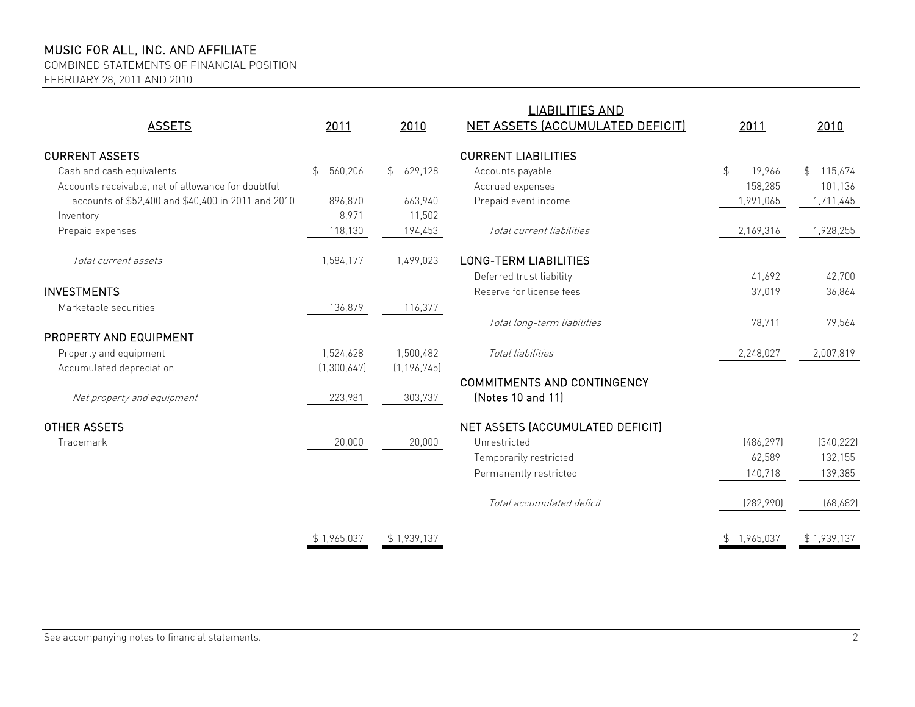# MUSIC FOR ALL, INC. AND AFFILIATE

COMBINED STATEMENTS OF FINANCIAL POSITION

FEBRUARY 28, 2011 AND 2010

| ASSETS | 2011 | 2010 |
|---|---|---|
| **CURRENT ASSETS** | | |
| Cash and cash equivalents | $ 560,206 | $ 629,128 |
| Accounts receivable, net of allowance for doubtful accounts of $52,400 and $40,400 in 2011 and 2010 | 896,870 | 663,940 |
| Inventory | 8,971 | 11,502 |
| Prepaid expenses | 118,130 | 194,453 |
| *Total current assets* | 1,584,177 | 1,499,023 |
| **INVESTMENTS** | | |
| Marketable securities | 136,879 | 116,377 |
| **PROPERTY AND EQUIPMENT** | | |
| Property and equipment | 1,524,628 | 1,500,482 |
| Accumulated depreciation | (1,300,647) | (1,196,745) |
| *Net property and equipment* | 223,981 | 303,737 |
| **OTHER ASSETS** | | |
| Trademark | 20,000 | 20,000 |
| | $ 1,965,037 | $ 1,939,137 |

| LIABILITIES AND NET ASSETS (ACCUMULATED DEFICIT) | 2011 | 2010 |
|---|---|---|
| **CURRENT LIABILITIES** | | |
| Accounts payable | $ 19,966 | $ 115,674 |
| Accrued expenses | 158,285 | 101,136 |
| Prepaid event income | 1,991,065 | 1,711,445 |
| *Total current liabilities* | 2,169,316 | 1,928,255 |
| **LONG-TERM LIABILITIES** | | |
| Deferred trust liability | 41,692 | 42,700 |
| Reserve for license fees | 37,019 | 36,864 |
| *Total long-term liabilities* | 78,711 | 79,564 |
| *Total liabilities* | 2,248,027 | 2,007,819 |
| **COMMITMENTS AND CONTINGENCY (Notes 10 and 11)** | | |
| **NET ASSETS (ACCUMULATED DEFICIT)** | | |
| Unrestricted | (486,297) | (340,222) |
| Temporarily restricted | 62,589 | 132,155 |
| Permanently restricted | 140,718 | 139,385 |
| *Total accumulated deficit* | (282,990) | (68,682) |
| | $ 1,965,037 | $ 1,939,137 |

See accompanying notes to financial statements.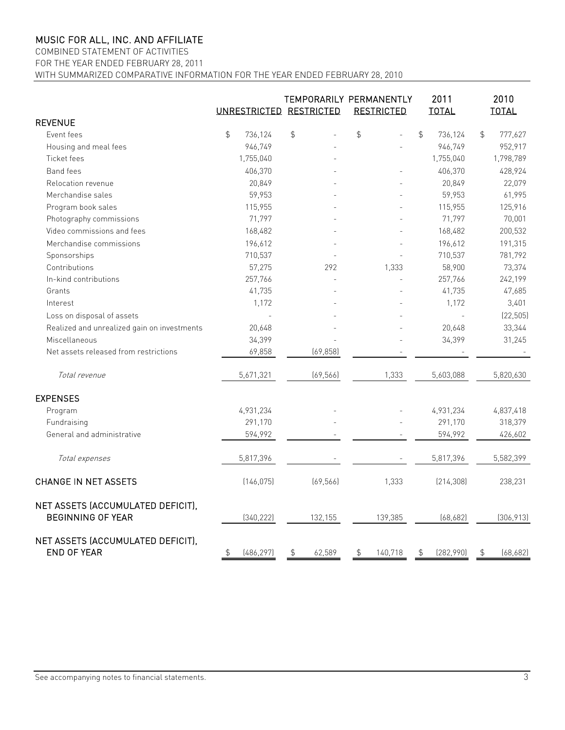# MUSIC FOR ALL, INC. AND AFFILIATE

COMBINED STATEMENT OF ACTIVITIES

FOR THE YEAR ENDED FEBRUARY 28, 2011

WITH SUMMARIZED COMPARATIVE INFORMATION FOR THE YEAR ENDED FEBRUARY 28, 2010

| | UNRESTRICTED | TEMPORARILY RESTRICTED | PERMANENTLY RESTRICTED | 2011 TOTAL | 2010 TOTAL |
|---|---|---|---|---|---|
| **REVENUE** | | | | | |
| Event fees | $ 736,124 | $ - | $ - | $ 736,124 | $ 777,627 |
| Housing and meal fees | 946,749 | - | - | 946,749 | 952,917 |
| Ticket fees | 1,755,040 | - | | 1,755,040 | 1,798,789 |
| Band fees | 406,370 | - | - | 406,370 | 428,924 |
| Relocation revenue | 20,849 | - | - | 20,849 | 22,079 |
| Merchandise sales | 59,953 | - | - | 59,953 | 61,995 |
| Program book sales | 115,955 | - | - | 115,955 | 125,916 |
| Photography commissions | 71,797 | - | - | 71,797 | 70,001 |
| Video commissions and fees | 168,482 | - | - | 168,482 | 200,532 |
| Merchandise commissions | 196,612 | - | - | 196,612 | 191,315 |
| Sponsorships | 710,537 | - | - | 710,537 | 781,792 |
| Contributions | 57,275 | 292 | 1,333 | 58,900 | 73,374 |
| In-kind contributions | 257,766 | - | - | 257,766 | 242,199 |
| Grants | 41,735 | - | - | 41,735 | 47,685 |
| Interest | 1,172 | - | - | 1,172 | 3,401 |
| Loss on disposal of assets | - | - | - | - | (22,505) |
| Realized and unrealized gain on investments | 20,648 | - | - | 20,648 | 33,344 |
| Miscellaneous | 34,399 | - | - | 34,399 | 31,245 |
| Net assets released from restrictions | 69,858 | (69,858) | - | - | - |
| *Total revenue* | 5,671,321 | (69,566) | 1,333 | 5,603,088 | 5,820,630 |
| **EXPENSES** | | | | | |
| Program | 4,931,234 | - | - | 4,931,234 | 4,837,418 |
| Fundraising | 291,170 | - | - | 291,170 | 318,379 |
| General and administrative | 594,992 | - | - | 594,992 | 426,602 |
| *Total expenses* | 5,817,396 | - | - | 5,817,396 | 5,582,399 |
| **CHANGE IN NET ASSETS** | (146,075) | (69,566) | 1,333 | (214,308) | 238,231 |
| **NET ASSETS (ACCUMULATED DEFICIT), BEGINNING OF YEAR** | (340,222) | 132,155 | 139,385 | (68,682) | (306,913) |
| **NET ASSETS (ACCUMULATED DEFICIT), END OF YEAR** | $ (486,297) | $ 62,589 | $ 140,718 | $ (282,990) | $ (68,682) |

See accompanying notes to financial statements.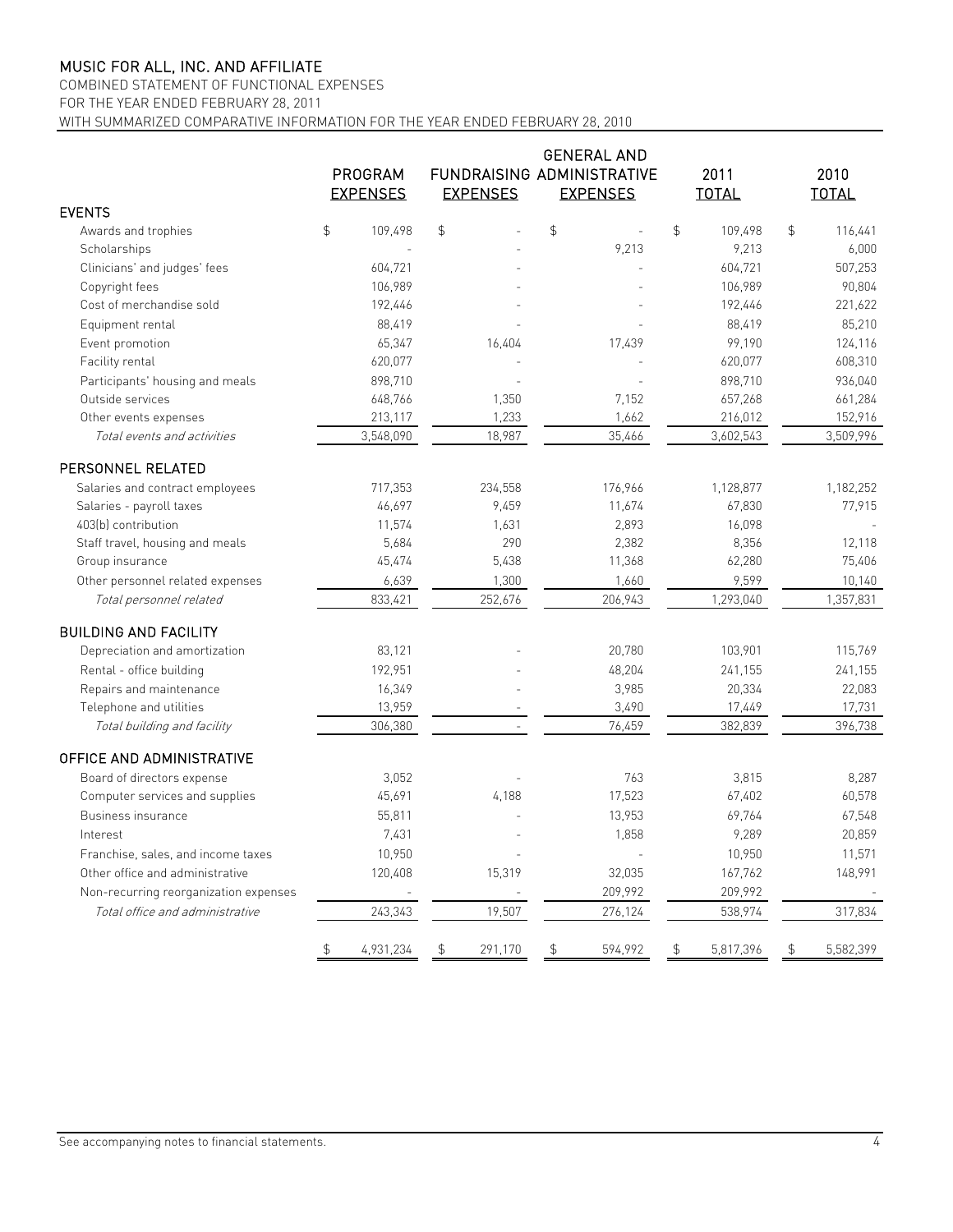MUSIC FOR ALL, INC. AND AFFILIATE

COMBINED STATEMENT OF FUNCTIONAL EXPENSES

FOR THE YEAR ENDED FEBRUARY 28, 2011

WITH SUMMARIZED COMPARATIVE INFORMATION FOR THE YEAR ENDED FEBRUARY 28, 2010

| | PROGRAM EXPENSES | FUNDRAISING EXPENSES | GENERAL AND ADMINISTRATIVE EXPENSES | 2011 TOTAL | 2010 TOTAL |
|---|---|---|---|---|---|
| **EVENTS** | | | | | |
| Awards and trophies | $ 109,498 | $ - | $ - | $ 109,498 | $ 116,441 |
| Scholarships | - | - | 9,213 | 9,213 | 6,000 |
| Clinicians' and judges' fees | 604,721 | - | - | 604,721 | 507,253 |
| Copyright fees | 106,989 | - | - | 106,989 | 90,804 |
| Cost of merchandise sold | 192,446 | - | - | 192,446 | 221,622 |
| Equipment rental | 88,419 | - | - | 88,419 | 85,210 |
| Event promotion | 65,347 | 16,404 | 17,439 | 99,190 | 124,116 |
| Facility rental | 620,077 | - | - | 620,077 | 608,310 |
| Participants' housing and meals | 898,710 | - | - | 898,710 | 936,040 |
| Outside services | 648,766 | 1,350 | 7,152 | 657,268 | 661,284 |
| Other events expenses | 213,117 | 1,233 | 1,662 | 216,012 | 152,916 |
| *Total events and activities* | 3,548,090 | 18,987 | 35,466 | 3,602,543 | 3,509,996 |
| **PERSONNEL RELATED** | | | | | |
| Salaries and contract employees | 717,353 | 234,558 | 176,966 | 1,128,877 | 1,182,252 |
| Salaries - payroll taxes | 46,697 | 9,459 | 11,674 | 67,830 | 77,915 |
| 403(b) contribution | 11,574 | 1,631 | 2,893 | 16,098 | - |
| Staff travel, housing and meals | 5,684 | 290 | 2,382 | 8,356 | 12,118 |
| Group insurance | 45,474 | 5,438 | 11,368 | 62,280 | 75,406 |
| Other personnel related expenses | 6,639 | 1,300 | 1,660 | 9,599 | 10,140 |
| *Total personnel related* | 833,421 | 252,676 | 206,943 | 1,293,040 | 1,357,831 |
| **BUILDING AND FACILITY** | | | | | |
| Depreciation and amortization | 83,121 | - | 20,780 | 103,901 | 115,769 |
| Rental - office building | 192,951 | - | 48,204 | 241,155 | 241,155 |
| Repairs and maintenance | 16,349 | - | 3,985 | 20,334 | 22,083 |
| Telephone and utilities | 13,959 | - | 3,490 | 17,449 | 17,731 |
| *Total building and facility* | 306,380 | - | 76,459 | 382,839 | 396,738 |
| **OFFICE AND ADMINISTRATIVE** | | | | | |
| Board of directors expense | 3,052 | - | 763 | 3,815 | 8,287 |
| Computer services and supplies | 45,691 | 4,188 | 17,523 | 67,402 | 60,578 |
| Business insurance | 55,811 | - | 13,953 | 69,764 | 67,548 |
| Interest | 7,431 | - | 1,858 | 9,289 | 20,859 |
| Franchise, sales, and income taxes | 10,950 | - | - | 10,950 | 11,571 |
| Other office and administrative | 120,408 | 15,319 | 32,035 | 167,762 | 148,991 |
| Non-recurring reorganization expenses | - | - | 209,992 | 209,992 | - |
| *Total office and administrative* | 243,343 | 19,507 | 276,124 | 538,974 | 317,834 |
| | $ 4,931,234 | $ 291,170 | $ 594,992 | $ 5,817,396 | $ 5,582,399 |

See accompanying notes to financial statements.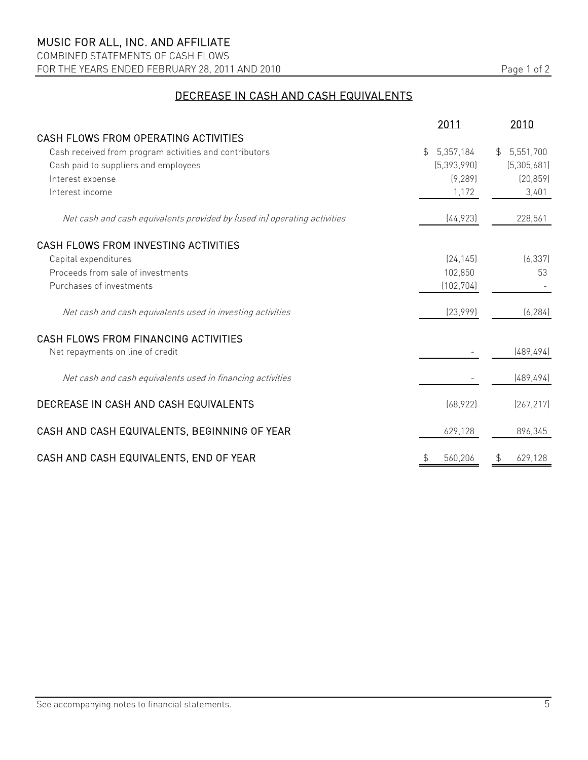# MUSIC FOR ALL, INC. AND AFFILIATE

COMBINED STATEMENTS OF CASH FLOWS

FOR THE YEARS ENDED FEBRUARY 28, 2011 AND 2010

## DECREASE IN CASH AND CASH EQUIVALENTS

| | 2011 | 2010 |
|---|---|---|
| **CASH FLOWS FROM OPERATING ACTIVITIES** | | |
| Cash received from program activities and contributors | $ 5,357,184 | $ 5,551,700 |
| Cash paid to suppliers and employees | (5,393,990) | (5,305,681) |
| Interest expense | (9,289) | (20,859) |
| Interest income | 1,172 | 3,401 |
| *Net cash and cash equivalents provided by (used in) operating activities* | (44,923) | 228,561 |
| **CASH FLOWS FROM INVESTING ACTIVITIES** | | |
| Capital expenditures | (24,145) | (6,337) |
| Proceeds from sale of investments | 102,850 | 53 |
| Purchases of investments | (102,704) | - |
| *Net cash and cash equivalents used in investing activities* | (23,999) | (6,284) |
| **CASH FLOWS FROM FINANCING ACTIVITIES** | | |
| Net repayments on line of credit | - | (489,494) |
| *Net cash and cash equivalents used in financing activities* | - | (489,494) |
| **DECREASE IN CASH AND CASH EQUIVALENTS** | (68,922) | (267,217) |
| **CASH AND CASH EQUIVALENTS, BEGINNING OF YEAR** | 629,128 | 896,345 |
| **CASH AND CASH EQUIVALENTS, END OF YEAR** | $ 560,206 | $ 629,128 |

See accompanying notes to financial statements.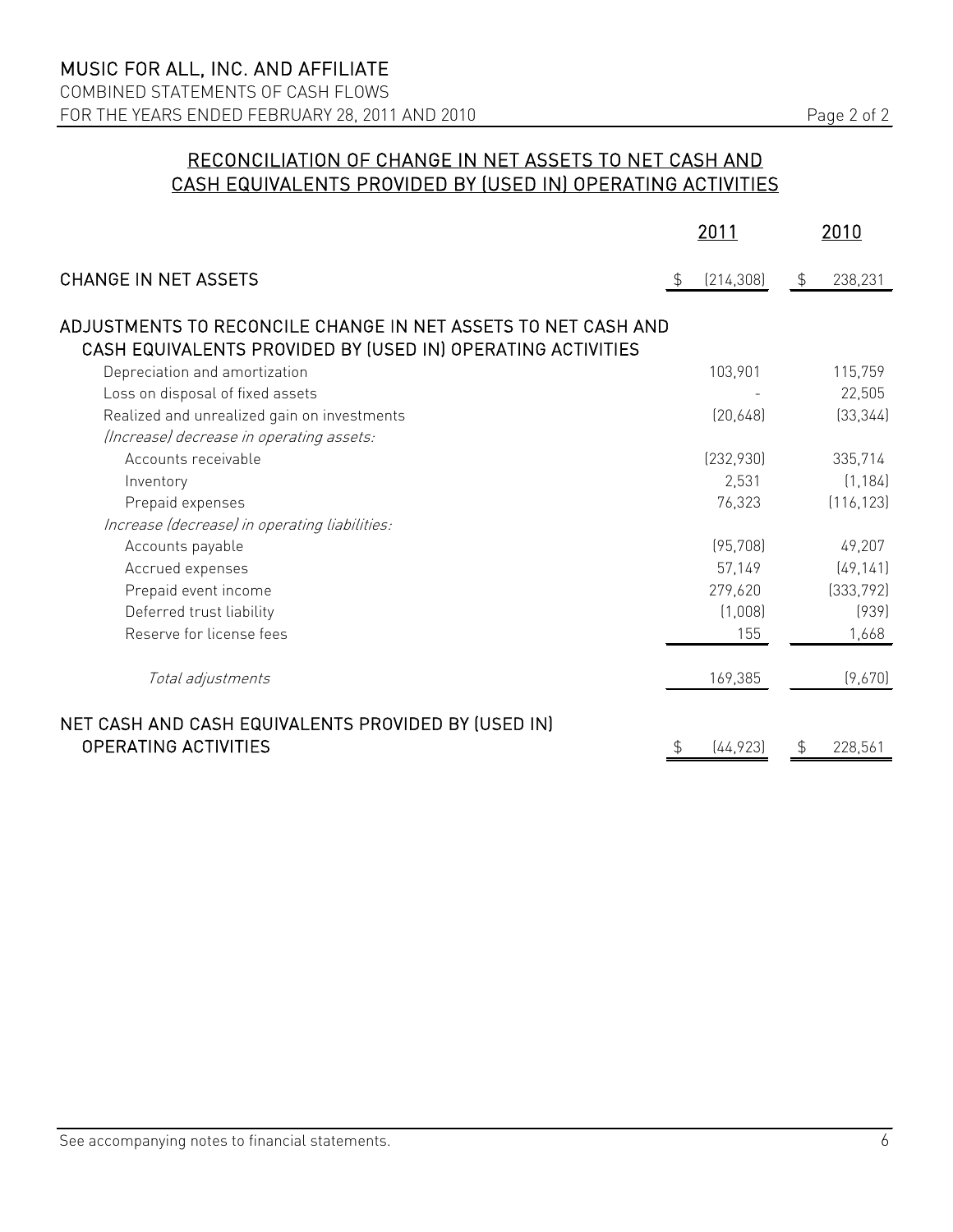# MUSIC FOR ALL, INC. AND AFFILIATE

COMBINED STATEMENTS OF CASH FLOWS

FOR THE YEARS ENDED FEBRUARY 28, 2011 AND 2010

## RECONCILIATION OF CHANGE IN NET ASSETS TO NET CASH AND CASH EQUIVALENTS PROVIDED BY (USED IN) OPERATING ACTIVITIES

| | 2011 | 2010 |
|---|---|---|
| CHANGE IN NET ASSETS | $ (214,308) | $ 238,231 |
| **ADJUSTMENTS TO RECONCILE CHANGE IN NET ASSETS TO NET CASH AND CASH EQUIVALENTS PROVIDED BY (USED IN) OPERATING ACTIVITIES** | | |
| Depreciation and amortization | 103,901 | 115,759 |
| Loss on disposal of fixed assets | - | 22,505 |
| Realized and unrealized gain on investments | (20,648) | (33,344) |
| *(Increase) decrease in operating assets:* | | |
| Accounts receivable | (232,930) | 335,714 |
| Inventory | 2,531 | (1,184) |
| Prepaid expenses | 76,323 | (116,123) |
| *Increase (decrease) in operating liabilities:* | | |
| Accounts payable | (95,708) | 49,207 |
| Accrued expenses | 57,149 | (49,141) |
| Prepaid event income | 279,620 | (333,792) |
| Deferred trust liability | (1,008) | (939) |
| Reserve for license fees | 155 | 1,668 |
| *Total adjustments* | 169,385 | (9,670) |
| NET CASH AND CASH EQUIVALENTS PROVIDED BY (USED IN) OPERATING ACTIVITIES | $ (44,923) | $ 228,561 |

See accompanying notes to financial statements.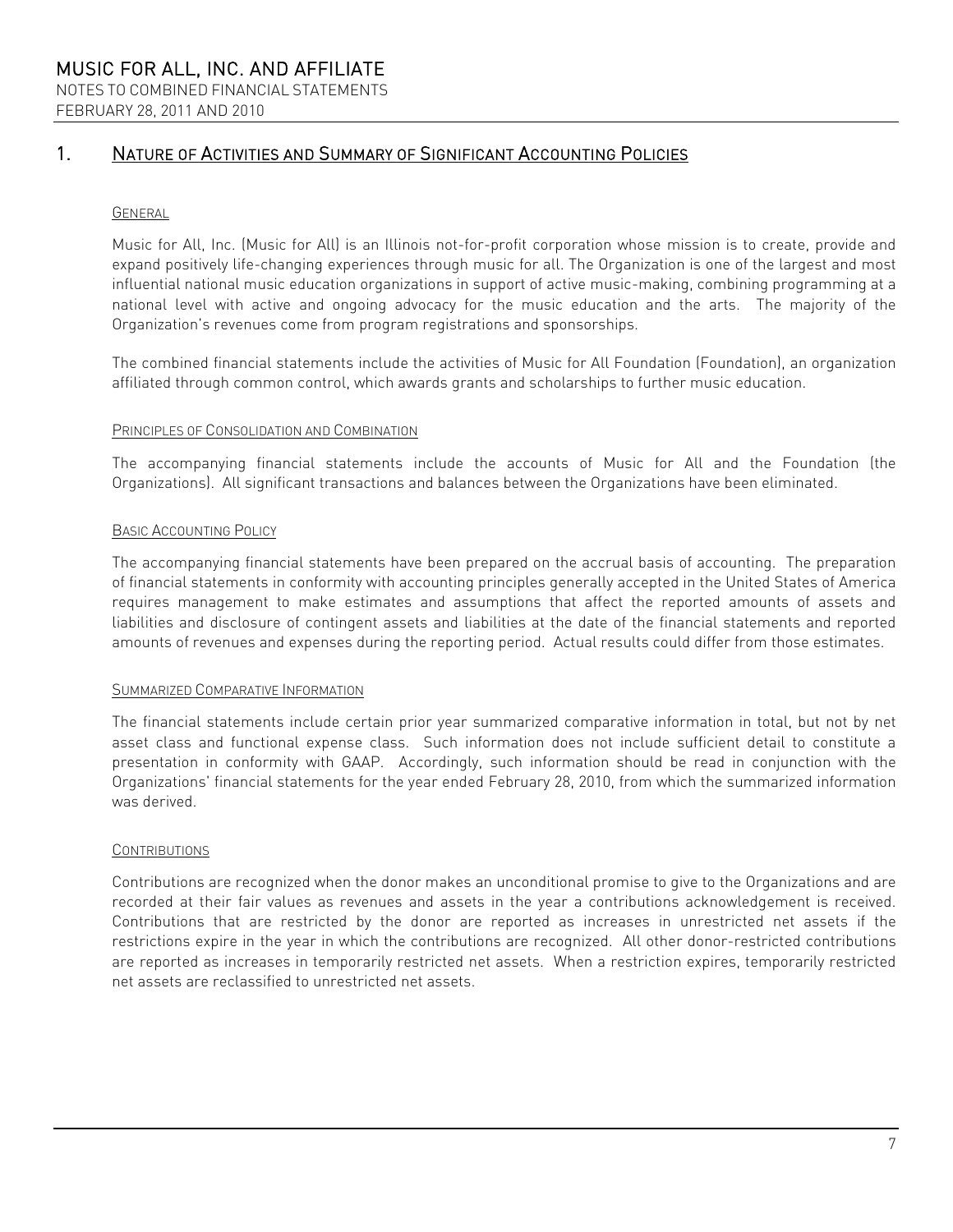## 1. Nature of Activities and Summary of Significant Accounting Policies

### General

Music for All, Inc. (Music for All) is an Illinois not-for-profit corporation whose mission is to create, provide and expand positively life-changing experiences through music for all. The Organization is one of the largest and most influential national music education organizations in support of active music-making, combining programming at a national level with active and ongoing advocacy for the music education and the arts. The majority of the Organization's revenues come from program registrations and sponsorships.

The combined financial statements include the activities of Music for All Foundation (Foundation), an organization affiliated through common control, which awards grants and scholarships to further music education.

### Principles of Consolidation and Combination

The accompanying financial statements include the accounts of Music for All and the Foundation (the Organizations). All significant transactions and balances between the Organizations have been eliminated.

### Basic Accounting Policy

The accompanying financial statements have been prepared on the accrual basis of accounting. The preparation of financial statements in conformity with accounting principles generally accepted in the United States of America requires management to make estimates and assumptions that affect the reported amounts of assets and liabilities and disclosure of contingent assets and liabilities at the date of the financial statements and reported amounts of revenues and expenses during the reporting period. Actual results could differ from those estimates.

### Summarized Comparative Information

The financial statements include certain prior year summarized comparative information in total, but not by net asset class and functional expense class. Such information does not include sufficient detail to constitute a presentation in conformity with GAAP. Accordingly, such information should be read in conjunction with the Organizations' financial statements for the year ended February 28, 2010, from which the summarized information was derived.

### Contributions

Contributions are recognized when the donor makes an unconditional promise to give to the Organizations and are recorded at their fair values as revenues and assets in the year a contributions acknowledgement is received. Contributions that are restricted by the donor are reported as increases in unrestricted net assets if the restrictions expire in the year in which the contributions are recognized. All other donor-restricted contributions are reported as increases in temporarily restricted net assets. When a restriction expires, temporarily restricted net assets are reclassified to unrestricted net assets.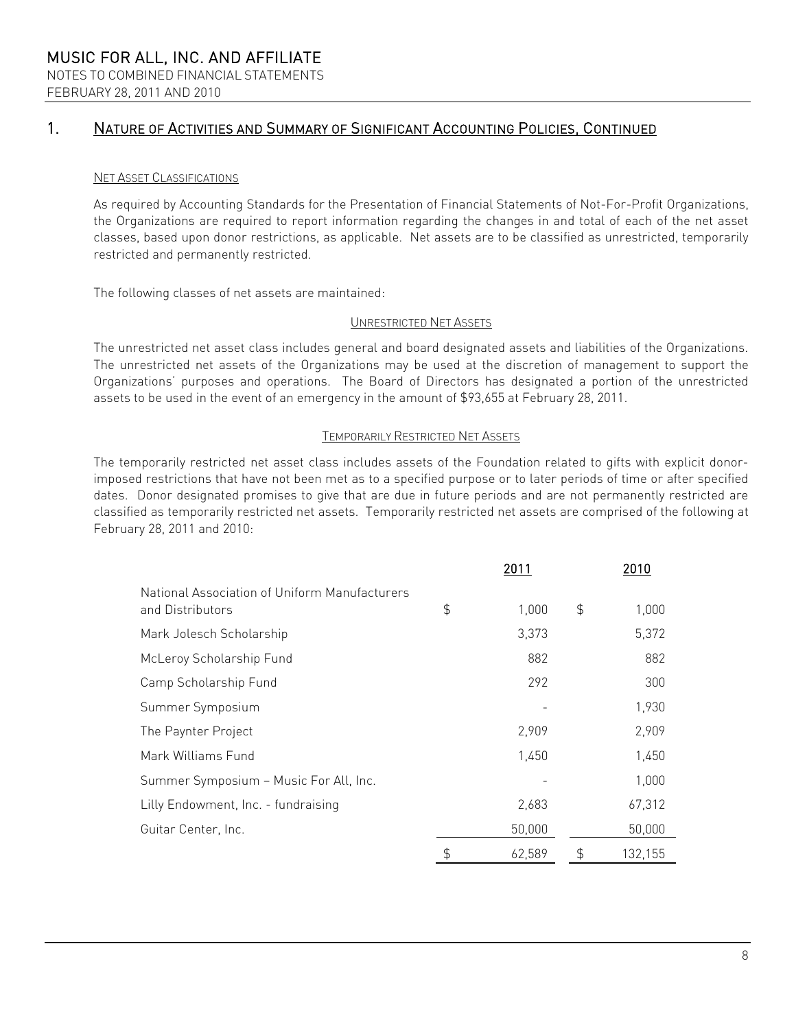## 1. Nature of Activities and Summary of Significant Accounting Policies, Continued

### Net Asset Classifications

As required by Accounting Standards for the Presentation of Financial Statements of Not-For-Profit Organizations, the Organizations are required to report information regarding the changes in and total of each of the net asset classes, based upon donor restrictions, as applicable. Net assets are to be classified as unrestricted, temporarily restricted and permanently restricted.

The following classes of net assets are maintained:

#### Unrestricted Net Assets

The unrestricted net asset class includes general and board designated assets and liabilities of the Organizations. The unrestricted net assets of the Organizations may be used at the discretion of management to support the Organizations' purposes and operations. The Board of Directors has designated a portion of the unrestricted assets to be used in the event of an emergency in the amount of $93,655 at February 28, 2011.

#### Temporarily Restricted Net Assets

The temporarily restricted net asset class includes assets of the Foundation related to gifts with explicit donor-imposed restrictions that have not been met as to a specified purpose or to later periods of time or after specified dates. Donor designated promises to give that are due in future periods and are not permanently restricted are classified as temporarily restricted net assets. Temporarily restricted net assets are comprised of the following at February 28, 2011 and 2010:

| | 2011 | 2010 |
|---|---|---|
| National Association of Uniform Manufacturers and Distributors | $ 1,000 | $ 1,000 |
| Mark Jolesch Scholarship | 3,373 | 5,372 |
| McLeroy Scholarship Fund | 882 | 882 |
| Camp Scholarship Fund | 292 | 300 |
| Summer Symposium | - | 1,930 |
| The Paynter Project | 2,909 | 2,909 |
| Mark Williams Fund | 1,450 | 1,450 |
| Summer Symposium – Music For All, Inc. | - | 1,000 |
| Lilly Endowment, Inc. - fundraising | 2,683 | 67,312 |
| Guitar Center, Inc. | 50,000 | 50,000 |
| | $ 62,589 | $ 132,155 |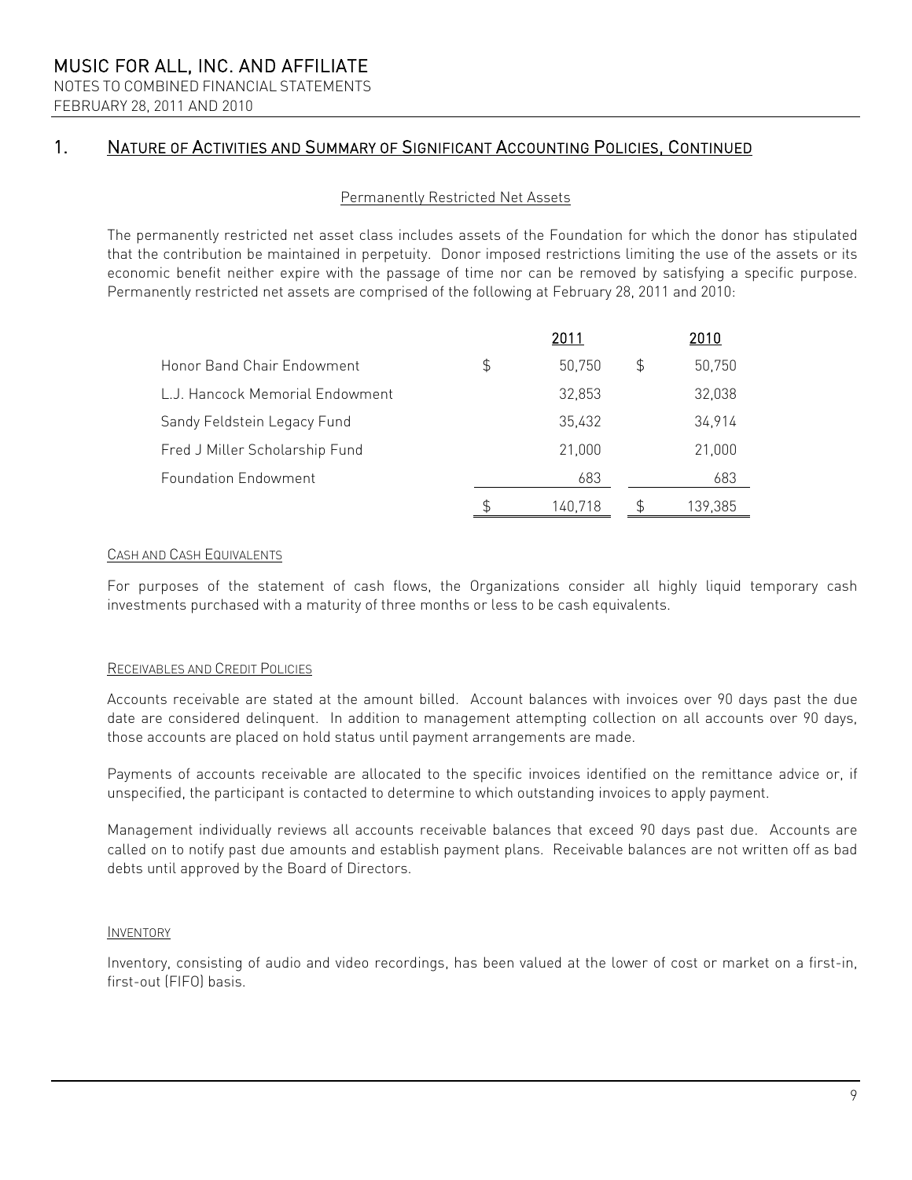## 1. Nature of Activities and Summary of Significant Accounting Policies, Continued

### Permanently Restricted Net Assets

The permanently restricted net asset class includes assets of the Foundation for which the donor has stipulated that the contribution be maintained in perpetuity. Donor imposed restrictions limiting the use of the assets or its economic benefit neither expire with the passage of time nor can be removed by satisfying a specific purpose. Permanently restricted net assets are comprised of the following at February 28, 2011 and 2010:

| | 2011 | 2010 |
|---|---|---|
| Honor Band Chair Endowment | $ 50,750 | $ 50,750 |
| L.J. Hancock Memorial Endowment | 32,853 | 32,038 |
| Sandy Feldstein Legacy Fund | 35,432 | 34,914 |
| Fred J Miller Scholarship Fund | 21,000 | 21,000 |
| Foundation Endowment | 683 | 683 |
| | $ 140,718 | $ 139,385 |

### Cash and Cash Equivalents

For purposes of the statement of cash flows, the Organizations consider all highly liquid temporary cash investments purchased with a maturity of three months or less to be cash equivalents.

### Receivables and Credit Policies

Accounts receivable are stated at the amount billed. Account balances with invoices over 90 days past the due date are considered delinquent. In addition to management attempting collection on all accounts over 90 days, those accounts are placed on hold status until payment arrangements are made.

Payments of accounts receivable are allocated to the specific invoices identified on the remittance advice or, if unspecified, the participant is contacted to determine to which outstanding invoices to apply payment.

Management individually reviews all accounts receivable balances that exceed 90 days past due. Accounts are called on to notify past due amounts and establish payment plans. Receivable balances are not written off as bad debts until approved by the Board of Directors.

### Inventory

Inventory, consisting of audio and video recordings, has been valued at the lower of cost or market on a first-in, first-out (FIFO) basis.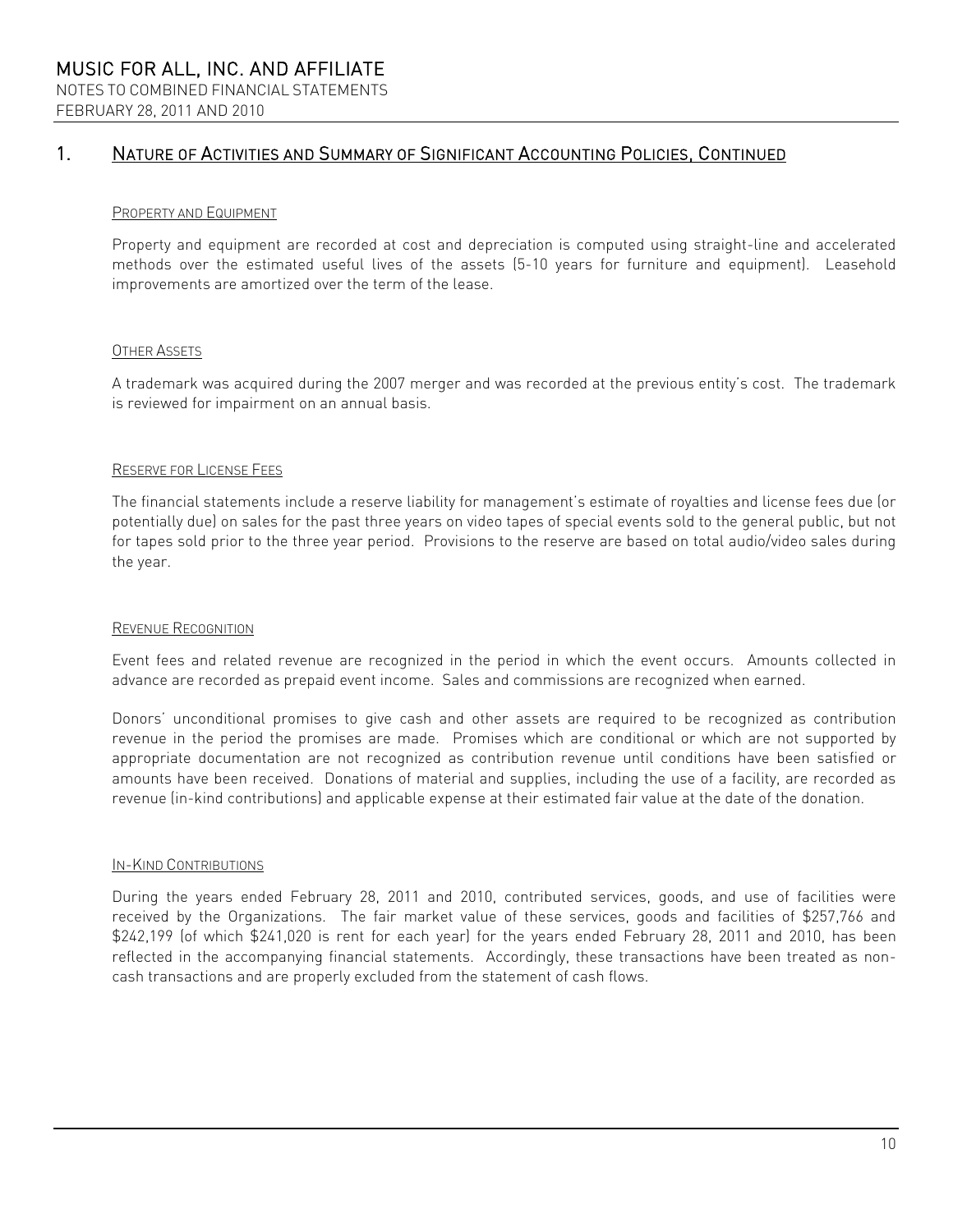## 1. Nature of Activities and Summary of Significant Accounting Policies, Continued

### Property and Equipment

Property and equipment are recorded at cost and depreciation is computed using straight-line and accelerated methods over the estimated useful lives of the assets (5-10 years for furniture and equipment). Leasehold improvements are amortized over the term of the lease.

### Other Assets

A trademark was acquired during the 2007 merger and was recorded at the previous entity's cost. The trademark is reviewed for impairment on an annual basis.

### Reserve for License Fees

The financial statements include a reserve liability for management's estimate of royalties and license fees due (or potentially due) on sales for the past three years on video tapes of special events sold to the general public, but not for tapes sold prior to the three year period. Provisions to the reserve are based on total audio/video sales during the year.

### Revenue Recognition

Event fees and related revenue are recognized in the period in which the event occurs. Amounts collected in advance are recorded as prepaid event income. Sales and commissions are recognized when earned.

Donors' unconditional promises to give cash and other assets are required to be recognized as contribution revenue in the period the promises are made. Promises which are conditional or which are not supported by appropriate documentation are not recognized as contribution revenue until conditions have been satisfied or amounts have been received. Donations of material and supplies, including the use of a facility, are recorded as revenue (in-kind contributions) and applicable expense at their estimated fair value at the date of the donation.

### In-Kind Contributions

During the years ended February 28, 2011 and 2010, contributed services, goods, and use of facilities were received by the Organizations. The fair market value of these services, goods and facilities of $257,766 and $242,199 (of which $241,020 is rent for each year) for the years ended February 28, 2011 and 2010, has been reflected in the accompanying financial statements. Accordingly, these transactions have been treated as non-cash transactions and are properly excluded from the statement of cash flows.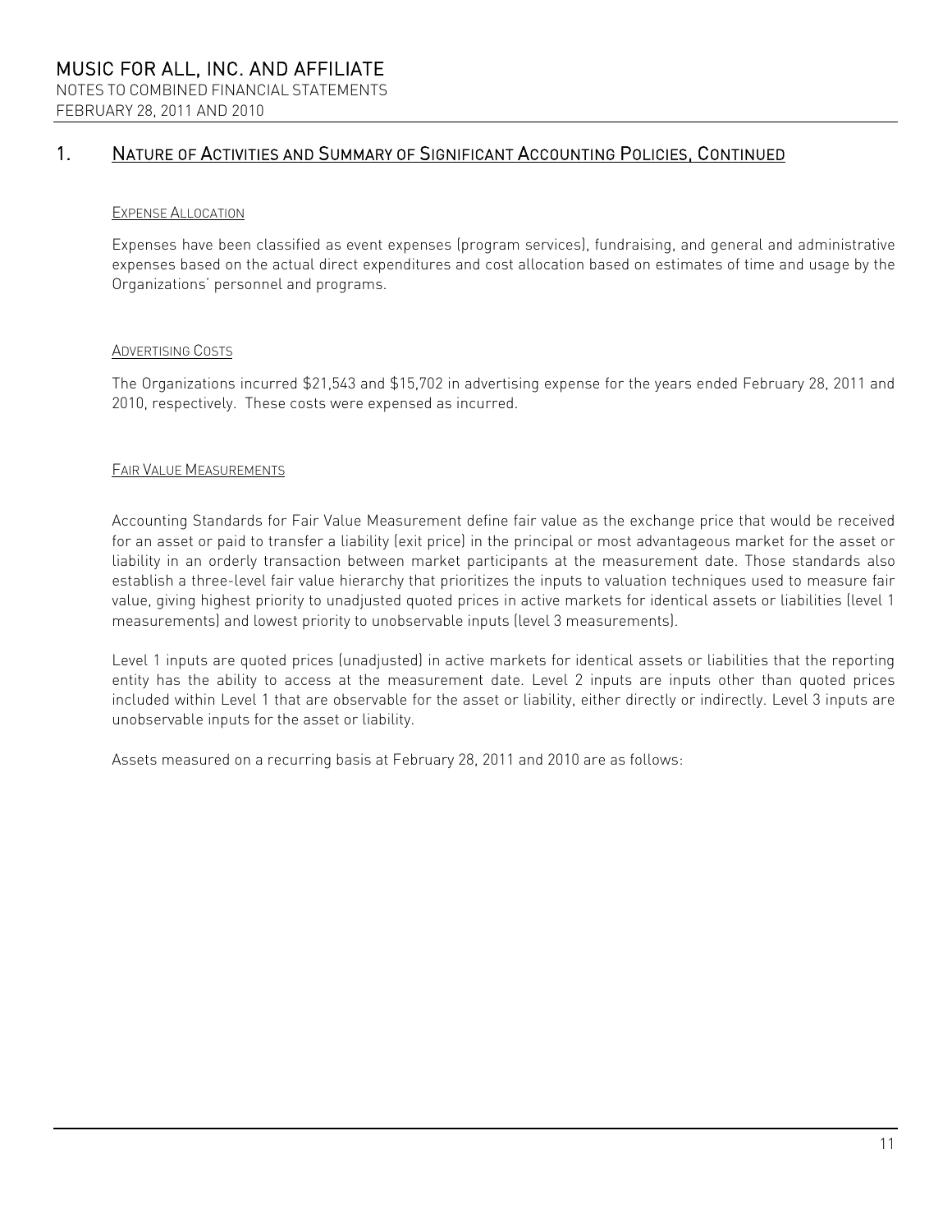## 1. Nature of Activities and Summary of Significant Accounting Policies, Continued

### Expense Allocation

Expenses have been classified as event expenses (program services), fundraising, and general and administrative expenses based on the actual direct expenditures and cost allocation based on estimates of time and usage by the Organizations' personnel and programs.

### Advertising Costs

The Organizations incurred $21,543 and $15,702 in advertising expense for the years ended February 28, 2011 and 2010, respectively. These costs were expensed as incurred.

### Fair Value Measurements

Accounting Standards for Fair Value Measurement define fair value as the exchange price that would be received for an asset or paid to transfer a liability (exit price) in the principal or most advantageous market for the asset or liability in an orderly transaction between market participants at the measurement date. Those standards also establish a three-level fair value hierarchy that prioritizes the inputs to valuation techniques used to measure fair value, giving highest priority to unadjusted quoted prices in active markets for identical assets or liabilities (level 1 measurements) and lowest priority to unobservable inputs (level 3 measurements).

Level 1 inputs are quoted prices (unadjusted) in active markets for identical assets or liabilities that the reporting entity has the ability to access at the measurement date. Level 2 inputs are inputs other than quoted prices included within Level 1 that are observable for the asset or liability, either directly or indirectly. Level 3 inputs are unobservable inputs for the asset or liability.

Assets measured on a recurring basis at February 28, 2011 and 2010 are as follows: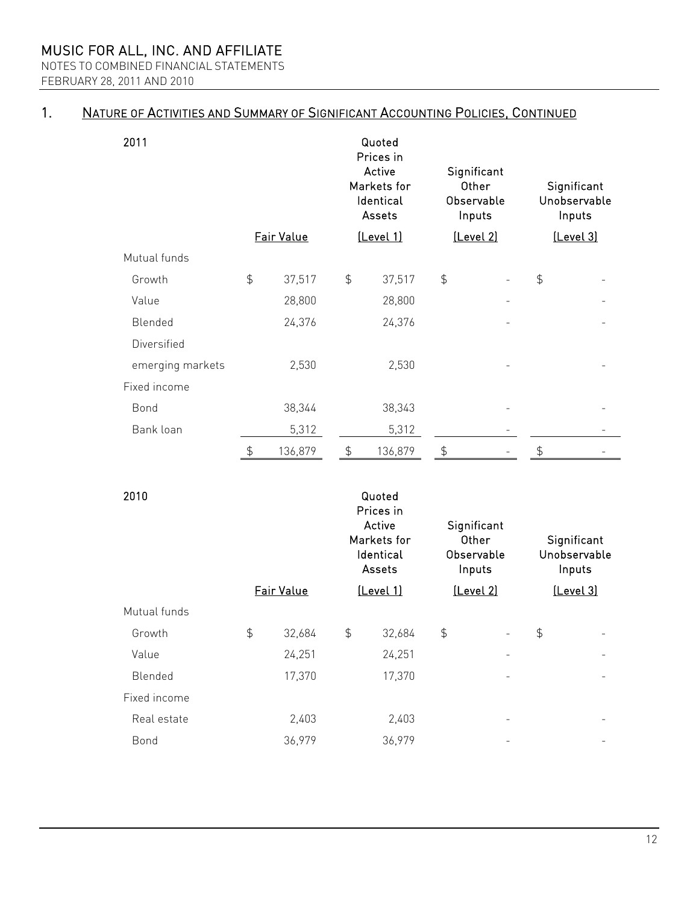## 1. Nature of Activities and Summary of Significant Accounting Policies, Continued

| 2011 | Fair Value | Quoted Prices in Active Markets for Identical Assets (Level 1) | Significant Other Observable Inputs (Level 2) | Significant Unobservable Inputs (Level 3) |
|---|---|---|---|---|
| Mutual funds | | | | |
| Growth | $ 37,517 | $ 37,517 | $ - | $ - |
| Value | 28,800 | 28,800 | - | - |
| Blended | 24,376 | 24,376 | - | - |
| Diversified emerging markets | 2,530 | 2,530 | - | - |
| Fixed income | | | | |
| Bond | 38,344 | 38,343 | - | - |
| Bank loan | 5,312 | 5,312 | - | - |
| | $ 136,879 | $ 136,879 | $ - | $ - |

| 2010 | Fair Value | Quoted Prices in Active Markets for Identical Assets (Level 1) | Significant Other Observable Inputs (Level 2) | Significant Unobservable Inputs (Level 3) |
|---|---|---|---|---|
| Mutual funds | | | | |
| Growth | $ 32,684 | $ 32,684 | $ - | $ - |
| Value | 24,251 | 24,251 | - | - |
| Blended | 17,370 | 17,370 | - | - |
| Fixed income | | | | |
| Real estate | 2,403 | 2,403 | - | - |
| Bond | 36,979 | 36,979 | - | - |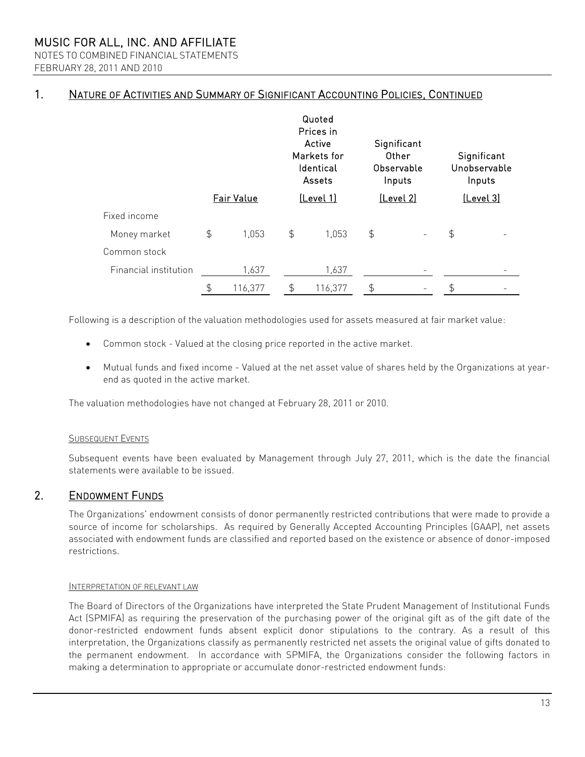## 1. Nature of Activities and Summary of Significant Accounting Policies, Continued

| | Fair Value | Quoted Prices in Active Markets for Identical Assets (Level 1) | Significant Other Observable Inputs (Level 2) | Significant Unobservable Inputs (Level 3) |
|---|---|---|---|---|
| Fixed income | | | | |
| Money market | $ 1,053 | $ 1,053 | $ - | $ - |
| Common stock | | | | |
| Financial institution | 1,637 | 1,637 | - | - |
| | $ 116,377 | $ 116,377 | $ - | $ - |

Following is a description of the valuation methodologies used for assets measured at fair market value:

- Common stock - Valued at the closing price reported in the active market.
- Mutual funds and fixed income - Valued at the net asset value of shares held by the Organizations at year-end as quoted in the active market.

The valuation methodologies have not changed at February 28, 2011 or 2010.

### Subsequent Events

Subsequent events have been evaluated by Management through July 27, 2011, which is the date the financial statements were available to be issued.

## 2. Endowment Funds

The Organizations' endowment consists of donor permanently restricted contributions that were made to provide a source of income for scholarships. As required by Generally Accepted Accounting Principles (GAAP), net assets associated with endowment funds are classified and reported based on the existence or absence of donor-imposed restrictions.

### Interpretation of Relevant Law

The Board of Directors of the Organizations have interpreted the State Prudent Management of Institutional Funds Act (SPMIFA) as requiring the preservation of the purchasing power of the original gift as of the gift date of the donor-restricted endowment funds absent explicit donor stipulations to the contrary. As a result of this interpretation, the Organizations classify as permanently restricted net assets the original value of gifts donated to the permanent endowment. In accordance with SPMIFA, the Organizations consider the following factors in making a determination to appropriate or accumulate donor-restricted endowment funds: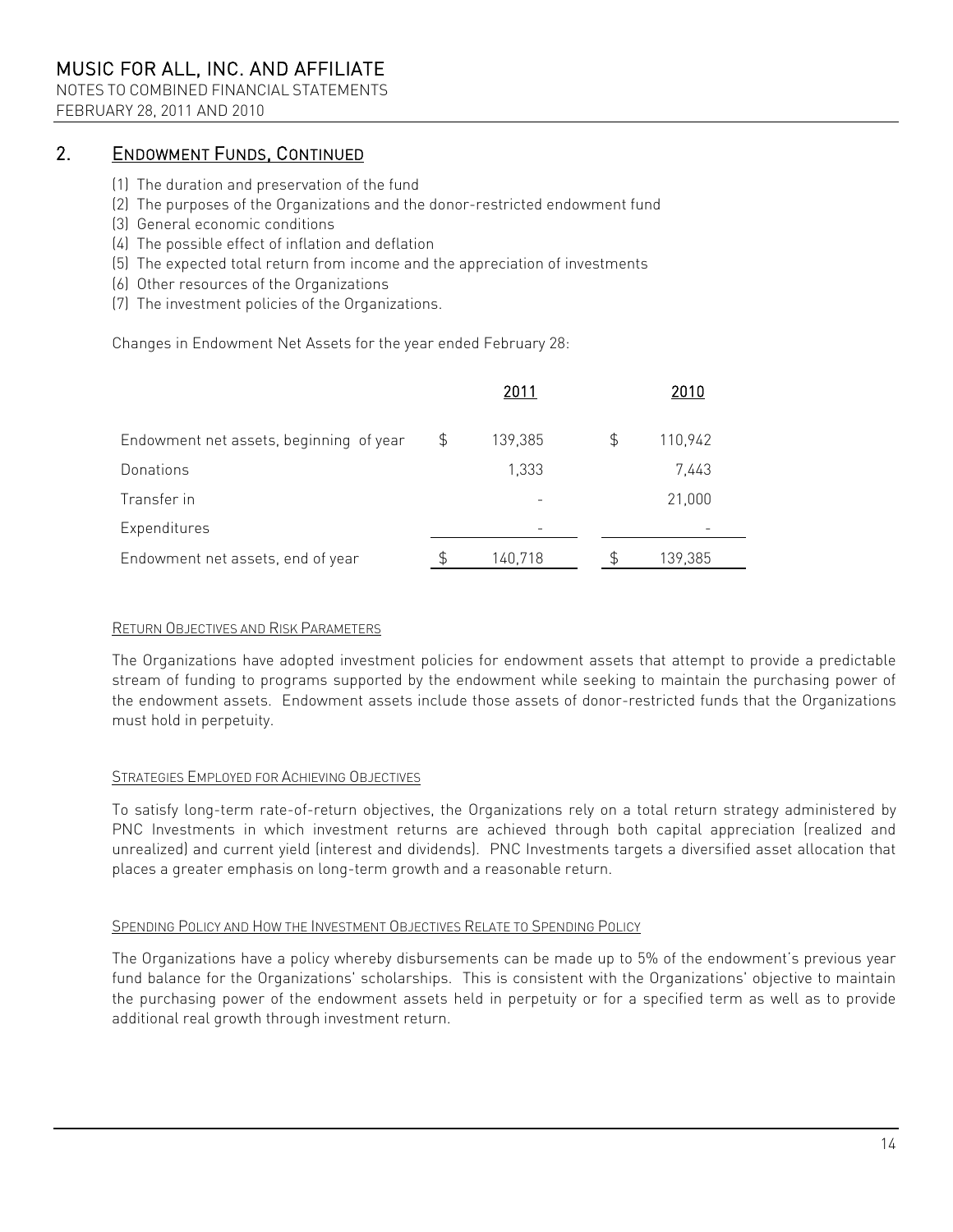## 2. Endowment Funds, Continued

(1) The duration and preservation of the fund
(2) The purposes of the Organizations and the donor-restricted endowment fund
(3) General economic conditions
(4) The possible effect of inflation and deflation
(5) The expected total return from income and the appreciation of investments
(6) Other resources of the Organizations
(7) The investment policies of the Organizations.

Changes in Endowment Net Assets for the year ended February 28:

| | 2011 | 2010 |
|---|---|---|
| Endowment net assets, beginning of year | $ 139,385 | $ 110,942 |
| Donations | 1,333 | 7,443 |
| Transfer in | - | 21,000 |
| Expenditures | - | - |
| Endowment net assets, end of year | $ 140,718 | $ 139,385 |

### Return Objectives and Risk Parameters

The Organizations have adopted investment policies for endowment assets that attempt to provide a predictable stream of funding to programs supported by the endowment while seeking to maintain the purchasing power of the endowment assets. Endowment assets include those assets of donor-restricted funds that the Organizations must hold in perpetuity.

### Strategies Employed for Achieving Objectives

To satisfy long-term rate-of-return objectives, the Organizations rely on a total return strategy administered by PNC Investments in which investment returns are achieved through both capital appreciation (realized and unrealized) and current yield (interest and dividends). PNC Investments targets a diversified asset allocation that places a greater emphasis on long-term growth and a reasonable return.

### Spending Policy and How the Investment Objectives Relate to Spending Policy

The Organizations have a policy whereby disbursements can be made up to 5% of the endowment's previous year fund balance for the Organizations' scholarships. This is consistent with the Organizations' objective to maintain the purchasing power of the endowment assets held in perpetuity or for a specified term as well as to provide additional real growth through investment return.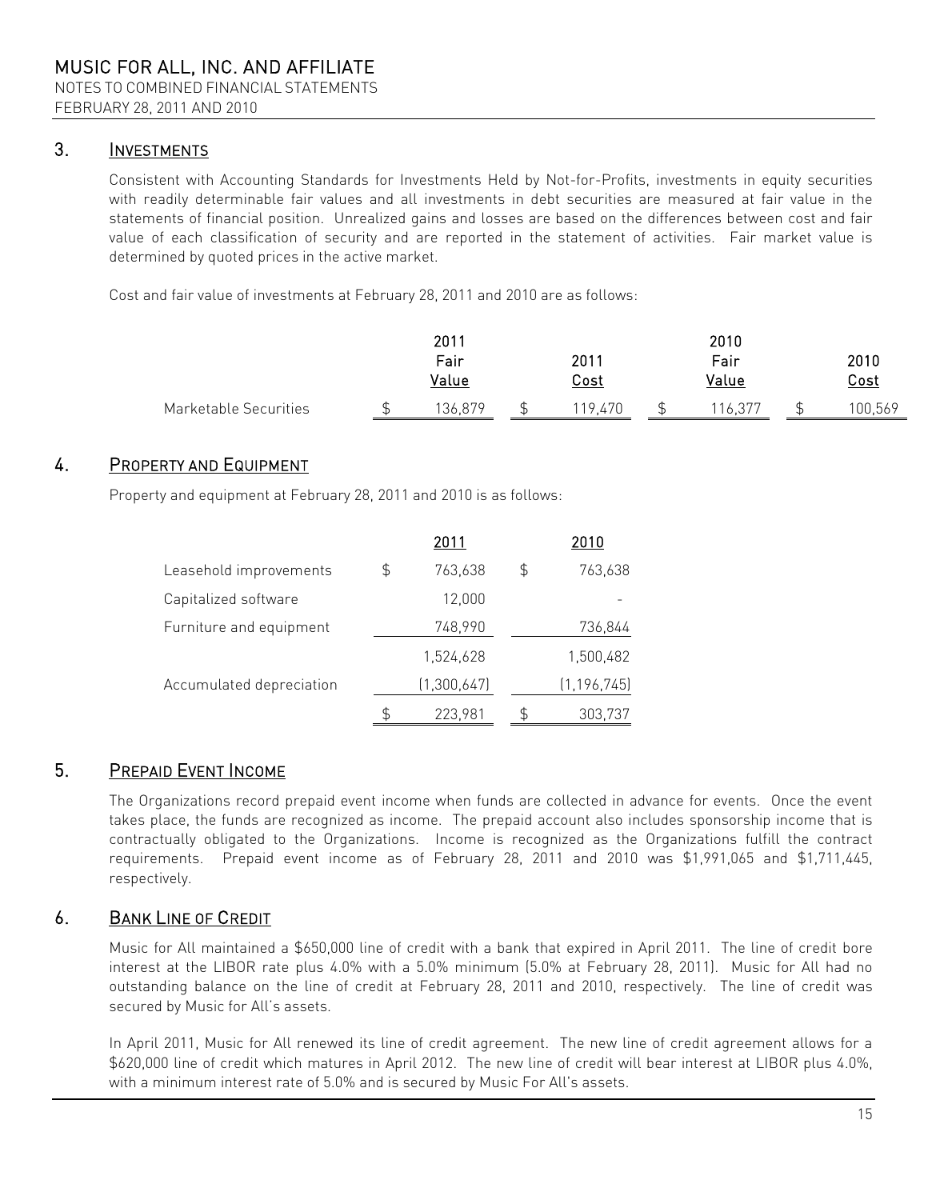## 3. INVESTMENTS

Consistent with Accounting Standards for Investments Held by Not-for-Profits, investments in equity securities with readily determinable fair values and all investments in debt securities are measured at fair value in the statements of financial position. Unrealized gains and losses are based on the differences between cost and fair value of each classification of security and are reported in the statement of activities. Fair market value is determined by quoted prices in the active market.

Cost and fair value of investments at February 28, 2011 and 2010 are as follows:

| | 2011 Fair Value | 2011 Cost | 2010 Fair Value | 2010 Cost |
|---|---|---|---|---|
| Marketable Securities | $ 136,879 | $ 119,470 | $ 116,377 | $ 100,569 |

## 4. PROPERTY AND EQUIPMENT

Property and equipment at February 28, 2011 and 2010 is as follows:

| | 2011 | 2010 |
|---|---|---|
| Leasehold improvements | $ 763,638 | $ 763,638 |
| Capitalized software | 12,000 | - |
| Furniture and equipment | 748,990 | 736,844 |
| | 1,524,628 | 1,500,482 |
| Accumulated depreciation | (1,300,647) | (1,196,745) |
| | $ 223,981 | $ 303,737 |

## 5. PREPAID EVENT INCOME

The Organizations record prepaid event income when funds are collected in advance for events. Once the event takes place, the funds are recognized as income. The prepaid account also includes sponsorship income that is contractually obligated to the Organizations. Income is recognized as the Organizations fulfill the contract requirements. Prepaid event income as of February 28, 2011 and 2010 was $1,991,065 and $1,711,445, respectively.

## 6. BANK LINE OF CREDIT

Music for All maintained a $650,000 line of credit with a bank that expired in April 2011. The line of credit bore interest at the LIBOR rate plus 4.0% with a 5.0% minimum (5.0% at February 28, 2011). Music for All had no outstanding balance on the line of credit at February 28, 2011 and 2010, respectively. The line of credit was secured by Music for All's assets.

In April 2011, Music for All renewed its line of credit agreement. The new line of credit agreement allows for a $620,000 line of credit which matures in April 2012. The new line of credit will bear interest at LIBOR plus 4.0%, with a minimum interest rate of 5.0% and is secured by Music For All's assets.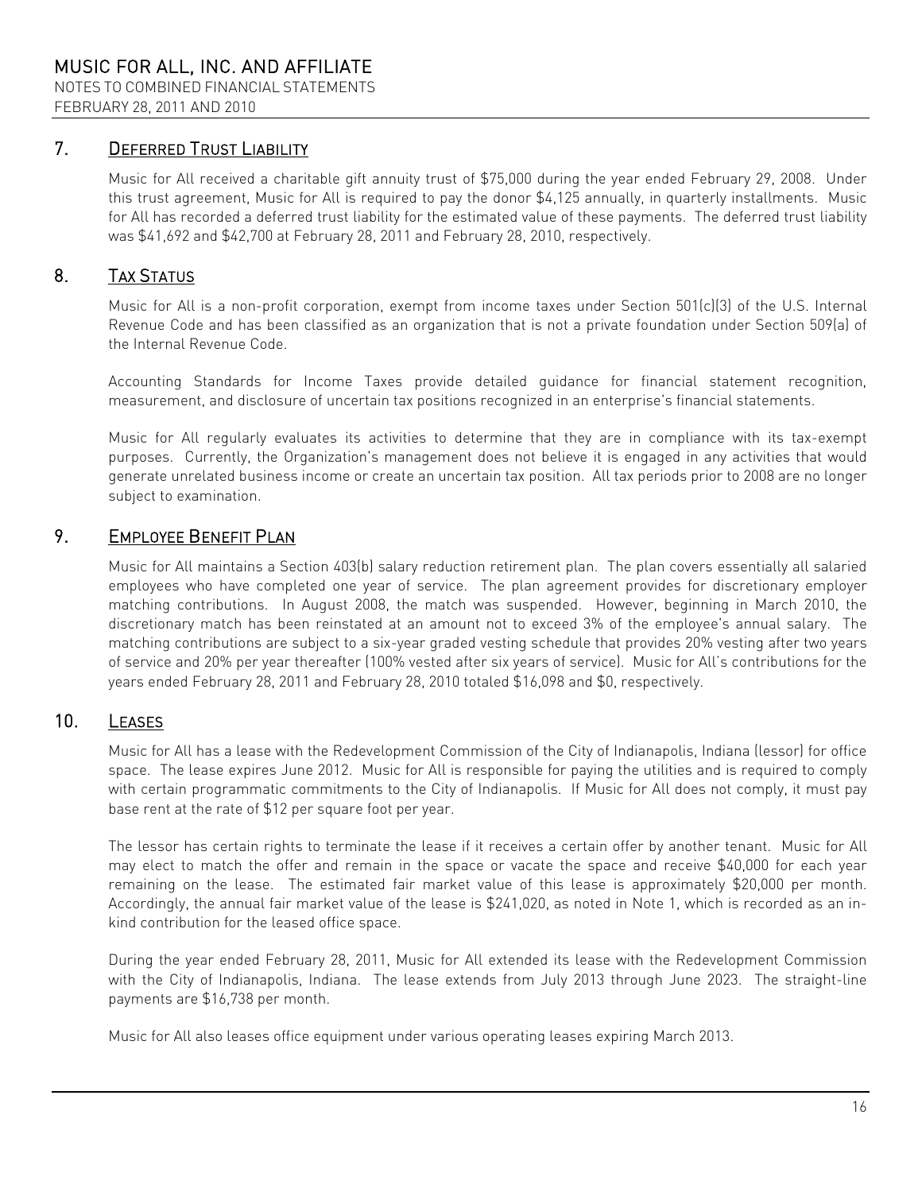# MUSIC FOR ALL, INC. AND AFFILIATE

NOTES TO COMBINED FINANCIAL STATEMENTS
FEBRUARY 28, 2011 AND 2010

## 7. Deferred Trust Liability

Music for All received a charitable gift annuity trust of $75,000 during the year ended February 29, 2008. Under this trust agreement, Music for All is required to pay the donor $4,125 annually, in quarterly installments. Music for All has recorded a deferred trust liability for the estimated value of these payments. The deferred trust liability was $41,692 and $42,700 at February 28, 2011 and February 28, 2010, respectively.

## 8. Tax Status

Music for All is a non-profit corporation, exempt from income taxes under Section 501(c)(3) of the U.S. Internal Revenue Code and has been classified as an organization that is not a private foundation under Section 509(a) of the Internal Revenue Code.

Accounting Standards for Income Taxes provide detailed guidance for financial statement recognition, measurement, and disclosure of uncertain tax positions recognized in an enterprise's financial statements.

Music for All regularly evaluates its activities to determine that they are in compliance with its tax-exempt purposes. Currently, the Organization's management does not believe it is engaged in any activities that would generate unrelated business income or create an uncertain tax position. All tax periods prior to 2008 are no longer subject to examination.

## 9. Employee Benefit Plan

Music for All maintains a Section 403(b) salary reduction retirement plan. The plan covers essentially all salaried employees who have completed one year of service. The plan agreement provides for discretionary employer matching contributions. In August 2008, the match was suspended. However, beginning in March 2010, the discretionary match has been reinstated at an amount not to exceed 3% of the employee's annual salary. The matching contributions are subject to a six-year graded vesting schedule that provides 20% vesting after two years of service and 20% per year thereafter (100% vested after six years of service). Music for All's contributions for the years ended February 28, 2011 and February 28, 2010 totaled $16,098 and $0, respectively.

## 10. Leases

Music for All has a lease with the Redevelopment Commission of the City of Indianapolis, Indiana (lessor) for office space. The lease expires June 2012. Music for All is responsible for paying the utilities and is required to comply with certain programmatic commitments to the City of Indianapolis. If Music for All does not comply, it must pay base rent at the rate of $12 per square foot per year.

The lessor has certain rights to terminate the lease if it receives a certain offer by another tenant. Music for All may elect to match the offer and remain in the space or vacate the space and receive $40,000 for each year remaining on the lease. The estimated fair market value of this lease is approximately $20,000 per month. Accordingly, the annual fair market value of the lease is $241,020, as noted in Note 1, which is recorded as an in-kind contribution for the leased office space.

During the year ended February 28, 2011, Music for All extended its lease with the Redevelopment Commission with the City of Indianapolis, Indiana. The lease extends from July 2013 through June 2023. The straight-line payments are $16,738 per month.

Music for All also leases office equipment under various operating leases expiring March 2013.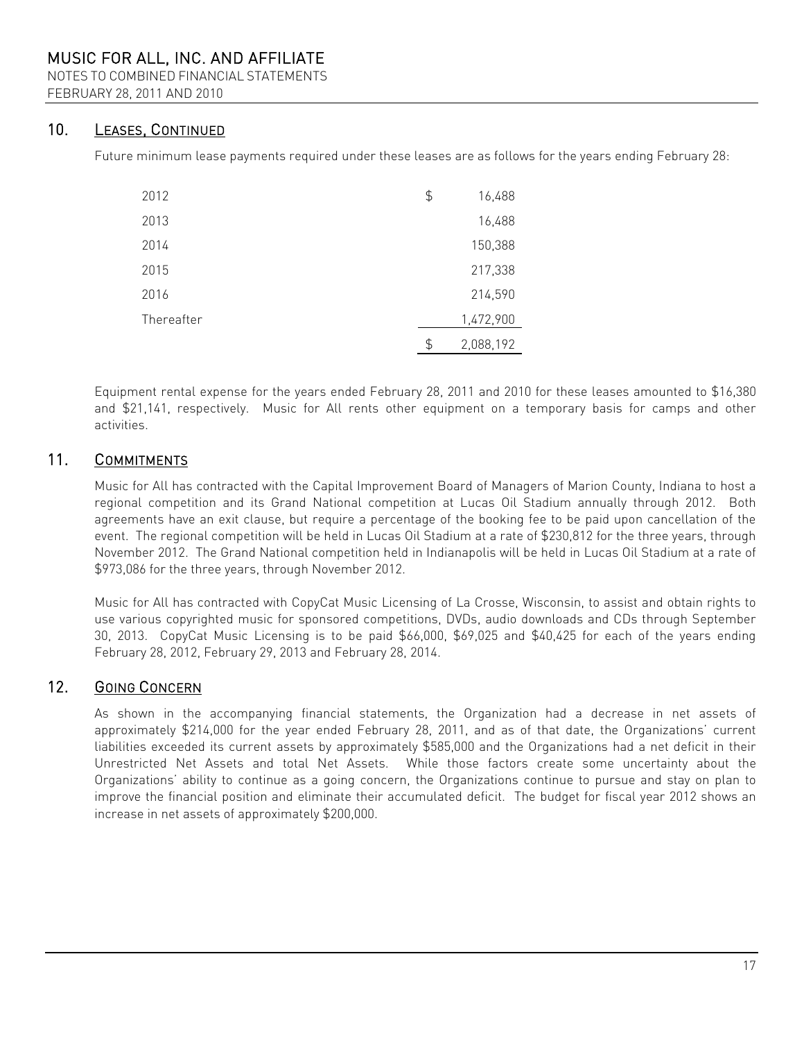## 10. Leases, Continued

Future minimum lease payments required under these leases are as follows for the years ending February 28:

| | |
|---|---|
| 2012 | $ 16,488 |
| 2013 | 16,488 |
| 2014 | 150,388 |
| 2015 | 217,338 |
| 2016 | 214,590 |
| Thereafter | 1,472,900 |
| | $ 2,088,192 |

Equipment rental expense for the years ended February 28, 2011 and 2010 for these leases amounted to $16,380 and $21,141, respectively. Music for All rents other equipment on a temporary basis for camps and other activities.

## 11. Commitments

Music for All has contracted with the Capital Improvement Board of Managers of Marion County, Indiana to host a regional competition and its Grand National competition at Lucas Oil Stadium annually through 2012. Both agreements have an exit clause, but require a percentage of the booking fee to be paid upon cancellation of the event. The regional competition will be held in Lucas Oil Stadium at a rate of $230,812 for the three years, through November 2012. The Grand National competition held in Indianapolis will be held in Lucas Oil Stadium at a rate of $973,086 for the three years, through November 2012.

Music for All has contracted with CopyCat Music Licensing of La Crosse, Wisconsin, to assist and obtain rights to use various copyrighted music for sponsored competitions, DVDs, audio downloads and CDs through September 30, 2013. CopyCat Music Licensing is to be paid $66,000, $69,025 and $40,425 for each of the years ending February 28, 2012, February 29, 2013 and February 28, 2014.

## 12. Going Concern

As shown in the accompanying financial statements, the Organization had a decrease in net assets of approximately $214,000 for the year ended February 28, 2011, and as of that date, the Organizations' current liabilities exceeded its current assets by approximately $585,000 and the Organizations had a net deficit in their Unrestricted Net Assets and total Net Assets. While those factors create some uncertainty about the Organizations' ability to continue as a going concern, the Organizations continue to pursue and stay on plan to improve the financial position and eliminate their accumulated deficit. The budget for fiscal year 2012 shows an increase in net assets of approximately $200,000.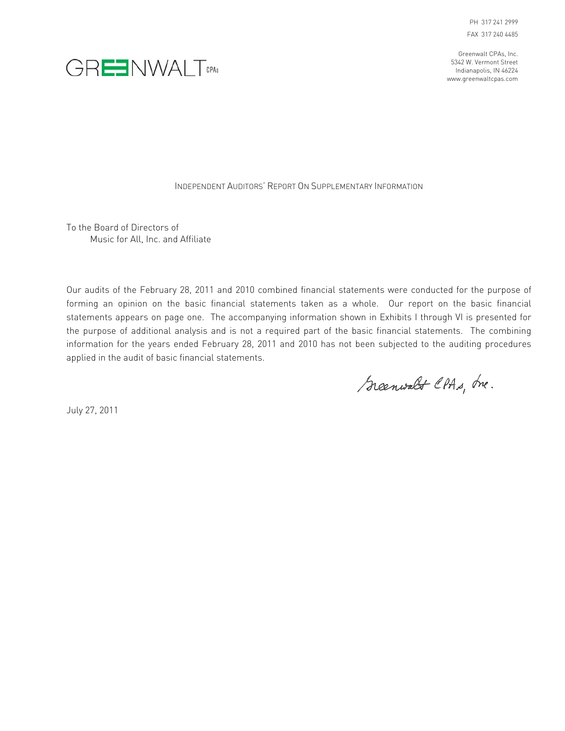PH 317 241 2999
FAX 317 240 4485

GREENWALT CPAs

Greenwalt CPAs, Inc.
5342 W. Vermont Street
Indianapolis, IN 46224
www.greenwaltcpas.com

## Independent Auditors' Report On Supplementary Information

To the Board of Directors of
Music for All, Inc. and Affiliate

Our audits of the February 28, 2011 and 2010 combined financial statements were conducted for the purpose of forming an opinion on the basic financial statements taken as a whole. Our report on the basic financial statements appears on page one. The accompanying information shown in Exhibits I through VI is presented for the purpose of additional analysis and is not a required part of the basic financial statements. The combining information for the years ended February 28, 2011 and 2010 has not been subjected to the auditing procedures applied in the audit of basic financial statements.

Greenwalt CPAs, Inc.

July 27, 2011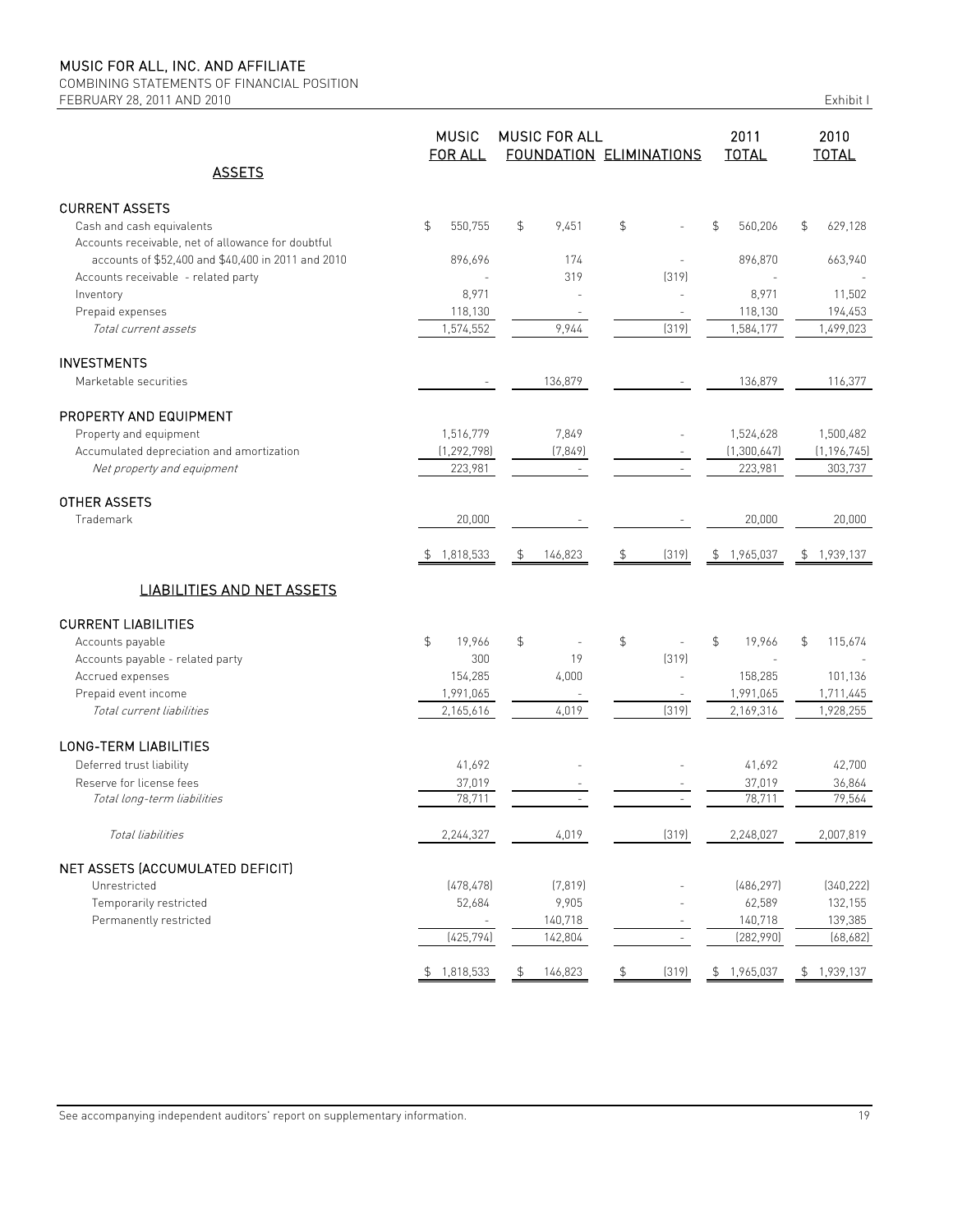# MUSIC FOR ALL, INC. AND AFFILIATE

COMBINING STATEMENTS OF FINANCIAL POSITION

FEBRUARY 28, 2011 AND 2010

Exhibit I

| ASSETS | MUSIC FOR ALL | MUSIC FOR ALL FOUNDATION | ELIMINATIONS | 2011 TOTAL | 2010 TOTAL |
|---|---|---|---|---|---|
| **CURRENT ASSETS** | | | | | |
| Cash and cash equivalents | $ 550,755 | $ 9,451 | $ - | $ 560,206 | $ 629,128 |
| Accounts receivable, net of allowance for doubtful accounts of $52,400 and $40,400 in 2011 and 2010 | 896,696 | 174 | - | 896,870 | 663,940 |
| Accounts receivable - related party | - | 319 | (319) | - | - |
| Inventory | 8,971 | - | - | 8,971 | 11,502 |
| Prepaid expenses | 118,130 | - | - | 118,130 | 194,453 |
| *Total current assets* | 1,574,552 | 9,944 | (319) | 1,584,177 | 1,499,023 |
| **INVESTMENTS** | | | | | |
| Marketable securities | - | 136,879 | - | 136,879 | 116,377 |
| **PROPERTY AND EQUIPMENT** | | | | | |
| Property and equipment | 1,516,779 | 7,849 | - | 1,524,628 | 1,500,482 |
| Accumulated depreciation and amortization | (1,292,798) | (7,849) | - | (1,300,647) | (1,196,745) |
| *Net property and equipment* | 223,981 | - | - | 223,981 | 303,737 |
| **OTHER ASSETS** | | | | | |
| Trademark | 20,000 | - | - | 20,000 | 20,000 |
| | $ 1,818,533 | $ 146,823 | $ (319) | $ 1,965,037 | $ 1,939,137 |
| **LIABILITIES AND NET ASSETS** | | | | | |
| **CURRENT LIABILITIES** | | | | | |
| Accounts payable | $ 19,966 | $ - | $ - | $ 19,966 | $ 115,674 |
| Accounts payable - related party | 300 | 19 | (319) | - | - |
| Accrued expenses | 154,285 | 4,000 | - | 158,285 | 101,136 |
| Prepaid event income | 1,991,065 | - | - | 1,991,065 | 1,711,445 |
| *Total current liabilities* | 2,165,616 | 4,019 | (319) | 2,169,316 | 1,928,255 |
| **LONG-TERM LIABILITIES** | | | | | |
| Deferred trust liability | 41,692 | - | - | 41,692 | 42,700 |
| Reserve for license fees | 37,019 | - | - | 37,019 | 36,864 |
| *Total long-term liabilities* | 78,711 | - | - | 78,711 | 79,564 |
| *Total liabilities* | 2,244,327 | 4,019 | (319) | 2,248,027 | 2,007,819 |
| **NET ASSETS (ACCUMULATED DEFICIT)** | | | | | |
| Unrestricted | (478,478) | (7,819) | - | (486,297) | (340,222) |
| Temporarily restricted | 52,684 | 9,905 | - | 62,589 | 132,155 |
| Permanently restricted | - | 140,718 | - | 140,718 | 139,385 |
| | (425,794) | 142,804 | - | (282,990) | (68,682) |
| | $ 1,818,533 | $ 146,823 | $ (319) | $ 1,965,037 | $ 1,939,137 |

See accompanying independent auditors' report on supplementary information.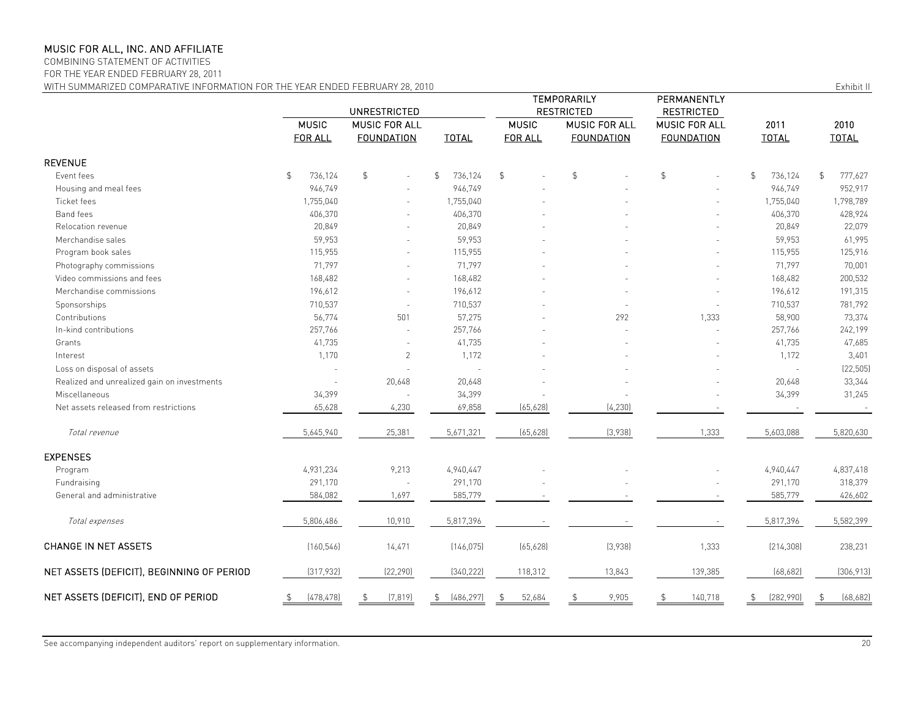# MUSIC FOR ALL, INC. AND AFFILIATE

COMBINING STATEMENT OF ACTIVITIES

FOR THE YEAR ENDED FEBRUARY 28, 2011

WITH SUMMARIZED COMPARATIVE INFORMATION FOR THE YEAR ENDED FEBRUARY 28, 2010

Exhibit II

| | UNRESTRICTED | | | TEMPORARILY RESTRICTED | | PERMANENTLY RESTRICTED | | |
|---|---|---|---|---|---|---|---|---|
| | MUSIC FOR ALL | MUSIC FOR ALL FOUNDATION | TOTAL | MUSIC FOR ALL | MUSIC FOR ALL FOUNDATION | MUSIC FOR ALL FOUNDATION | 2011 TOTAL | 2010 TOTAL |
| **REVENUE** | | | | | | | | |
| Event fees | $ 736,124 | $ - | $ 736,124 | $ - | $ - | $ - | $ 736,124 | $ 777,627 |
| Housing and meal fees | 946,749 | - | 946,749 | - | - | - | 946,749 | 952,917 |
| Ticket fees | 1,755,040 | - | 1,755,040 | - | - | - | 1,755,040 | 1,798,789 |
| Band fees | 406,370 | - | 406,370 | - | - | - | 406,370 | 428,924 |
| Relocation revenue | 20,849 | - | 20,849 | - | - | - | 20,849 | 22,079 |
| Merchandise sales | 59,953 | - | 59,953 | - | - | - | 59,953 | 61,995 |
| Program book sales | 115,955 | - | 115,955 | - | - | - | 115,955 | 125,916 |
| Photography commissions | 71,797 | - | 71,797 | - | - | - | 71,797 | 70,001 |
| Video commissions and fees | 168,482 | - | 168,482 | - | - | - | 168,482 | 200,532 |
| Merchandise commissions | 196,612 | - | 196,612 | - | - | - | 196,612 | 191,315 |
| Sponsorships | 710,537 | - | 710,537 | - | - | - | 710,537 | 781,792 |
| Contributions | 56,774 | 501 | 57,275 | - | 292 | 1,333 | 58,900 | 73,374 |
| In-kind contributions | 257,766 | - | 257,766 | - | - | - | 257,766 | 242,199 |
| Grants | 41,735 | - | 41,735 | - | - | - | 41,735 | 47,685 |
| Interest | 1,170 | 2 | 1,172 | - | - | - | 1,172 | 3,401 |
| Loss on disposal of assets | - | - | - | - | - | - | - | (22,505) |
| Realized and unrealized gain on investments | - | 20,648 | 20,648 | - | - | - | 20,648 | 33,344 |
| Miscellaneous | 34,399 | - | 34,399 | - | - | - | 34,399 | 31,245 |
| Net assets released from restrictions | 65,628 | 4,230 | 69,858 | (65,628) | (4,230) | - | - | - |
| *Total revenue* | 5,645,940 | 25,381 | 5,671,321 | (65,628) | (3,938) | 1,333 | 5,603,088 | 5,820,630 |
| **EXPENSES** | | | | | | | | |
| Program | 4,931,234 | 9,213 | 4,940,447 | - | - | - | 4,940,447 | 4,837,418 |
| Fundraising | 291,170 | - | 291,170 | - | - | - | 291,170 | 318,379 |
| General and administrative | 584,082 | 1,697 | 585,779 | - | - | - | 585,779 | 426,602 |
| *Total expenses* | 5,806,486 | 10,910 | 5,817,396 | - | - | - | 5,817,396 | 5,582,399 |
| **CHANGE IN NET ASSETS** | (160,546) | 14,471 | (146,075) | (65,628) | (3,938) | 1,333 | (214,308) | 238,231 |
| **NET ASSETS (DEFICIT), BEGINNING OF PERIOD** | (317,932) | (22,290) | (340,222) | 118,312 | 13,843 | 139,385 | (68,682) | (306,913) |
| **NET ASSETS (DEFICIT), END OF PERIOD** | $ (478,478) | $ (7,819) | $ (486,297) | $ 52,684 | $ 9,905 | $ 140,718 | $ (282,990) | $ (68,682) |

See accompanying independent auditors' report on supplementary information.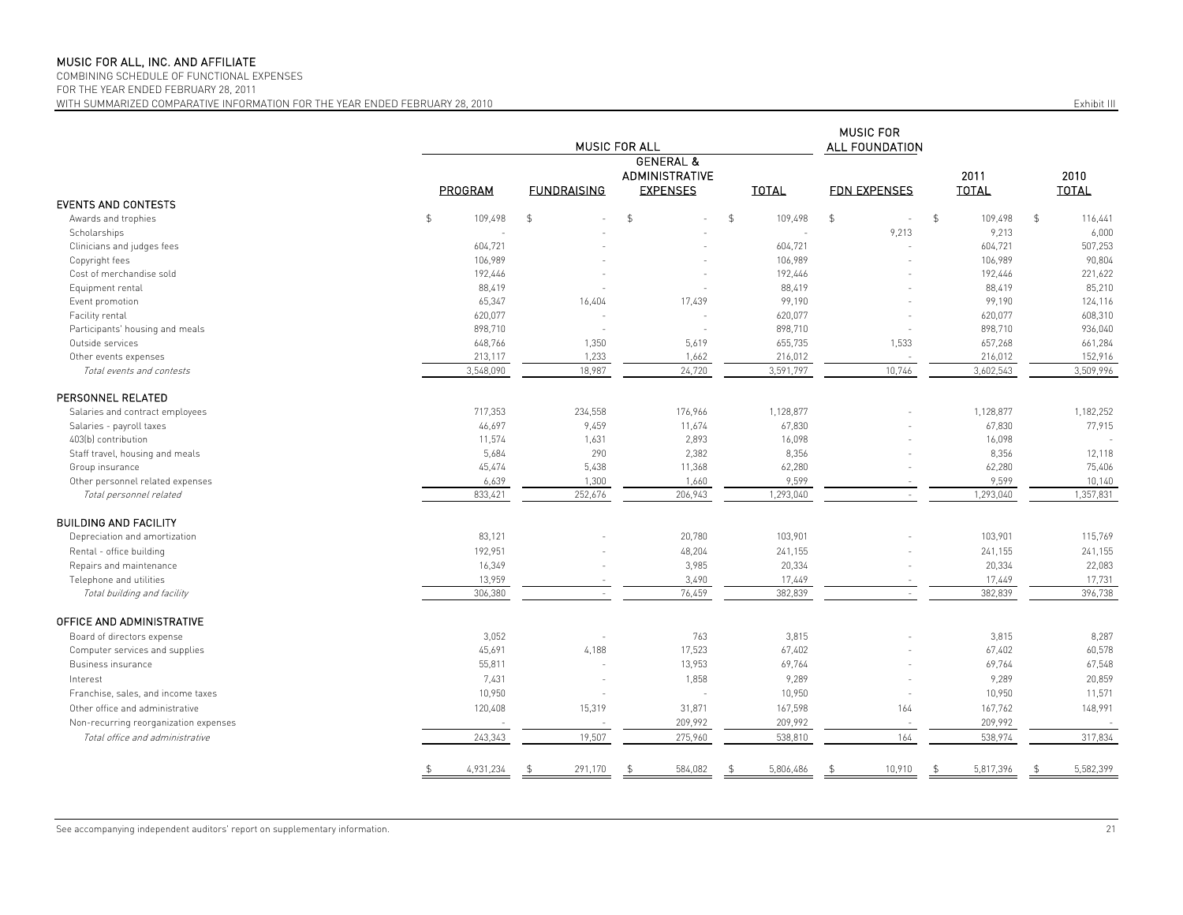# MUSIC FOR ALL, INC. AND AFFILIATE

COMBINING SCHEDULE OF FUNCTIONAL EXPENSES
FOR THE YEAR ENDED FEBRUARY 28, 2011
WITH SUMMARIZED COMPARATIVE INFORMATION FOR THE YEAR ENDED FEBRUARY 28, 2010

Exhibit III

| | MUSIC FOR ALL | | | | MUSIC FOR ALL FOUNDATION | | |
|---|---|---|---|---|---|---|---|
| | PROGRAM | FUNDRAISING | GENERAL & ADMINISTRATIVE EXPENSES | TOTAL | FDN EXPENSES | 2011 TOTAL | 2010 TOTAL |
| **EVENTS AND CONTESTS** | | | | | | | |
| Awards and trophies | $ 109,498 | $ - | $ - | $ 109,498 | $ - | $ 109,498 | $ 116,441 |
| Scholarships | - | - | - | - | 9,213 | 9,213 | 6,000 |
| Clinicians and judges fees | 604,721 | - | - | 604,721 | - | 604,721 | 507,253 |
| Copyright fees | 106,989 | - | - | 106,989 | - | 106,989 | 90,804 |
| Cost of merchandise sold | 192,446 | - | - | 192,446 | - | 192,446 | 221,622 |
| Equipment rental | 88,419 | - | - | 88,419 | - | 88,419 | 85,210 |
| Event promotion | 65,347 | 16,404 | 17,439 | 99,190 | - | 99,190 | 124,116 |
| Facility rental | 620,077 | - | - | 620,077 | - | 620,077 | 608,310 |
| Participants' housing and meals | 898,710 | - | - | 898,710 | - | 898,710 | 936,040 |
| Outside services | 648,766 | 1,350 | 5,619 | 655,735 | 1,533 | 657,268 | 661,284 |
| Other events expenses | 213,117 | 1,233 | 1,662 | 216,012 | - | 216,012 | 152,916 |
| *Total events and contests* | 3,548,090 | 18,987 | 24,720 | 3,591,797 | 10,746 | 3,602,543 | 3,509,996 |
| **PERSONNEL RELATED** | | | | | | | |
| Salaries and contract employees | 717,353 | 234,558 | 176,966 | 1,128,877 | - | 1,128,877 | 1,182,252 |
| Salaries - payroll taxes | 46,697 | 9,459 | 11,674 | 67,830 | - | 67,830 | 77,915 |
| 403(b) contribution | 11,574 | 1,631 | 2,893 | 16,098 | - | 16,098 | - |
| Staff travel, housing and meals | 5,684 | 290 | 2,382 | 8,356 | - | 8,356 | 12,118 |
| Group insurance | 45,474 | 5,438 | 11,368 | 62,280 | - | 62,280 | 75,406 |
| Other personnel related expenses | 6,639 | 1,300 | 1,660 | 9,599 | - | 9,599 | 10,140 |
| *Total personnel related* | 833,421 | 252,676 | 206,943 | 1,293,040 | - | 1,293,040 | 1,357,831 |
| **BUILDING AND FACILITY** | | | | | | | |
| Depreciation and amortization | 83,121 | - | 20,780 | 103,901 | - | 103,901 | 115,769 |
| Rental - office building | 192,951 | - | 48,204 | 241,155 | - | 241,155 | 241,155 |
| Repairs and maintenance | 16,349 | - | 3,985 | 20,334 | - | 20,334 | 22,083 |
| Telephone and utilities | 13,959 | - | 3,490 | 17,449 | - | 17,449 | 17,731 |
| *Total building and facility* | 306,380 | - | 76,459 | 382,839 | - | 382,839 | 396,738 |
| **OFFICE AND ADMINISTRATIVE** | | | | | | | |
| Board of directors expense | 3,052 | - | 763 | 3,815 | - | 3,815 | 8,287 |
| Computer services and supplies | 45,691 | 4,188 | 17,523 | 67,402 | - | 67,402 | 60,578 |
| Business insurance | 55,811 | - | 13,953 | 69,764 | - | 69,764 | 67,548 |
| Interest | 7,431 | - | 1,858 | 9,289 | - | 9,289 | 20,859 |
| Franchise, sales, and income taxes | 10,950 | - | - | 10,950 | - | 10,950 | 11,571 |
| Other office and administrative | 120,408 | 15,319 | 31,871 | 167,598 | 164 | 167,762 | 148,991 |
| Non-recurring reorganization expenses | - | - | 209,992 | 209,992 | - | 209,992 | - |
| *Total office and administrative* | 243,343 | 19,507 | 275,960 | 538,810 | 164 | 538,974 | 317,834 |
| | $ 4,931,234 | $ 291,170 | $ 584,082 | $ 5,806,486 | $ 10,910 | $ 5,817,396 | $ 5,582,399 |

See accompanying independent auditors' report on supplementary information.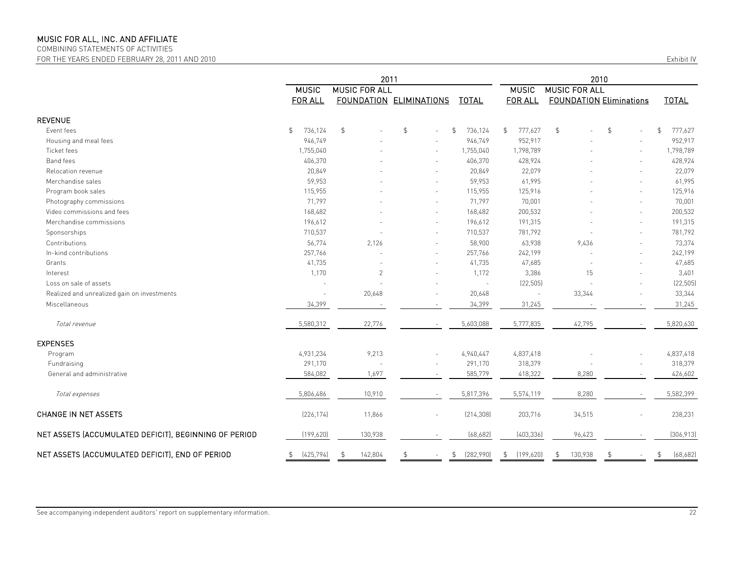# MUSIC FOR ALL, INC. AND AFFILIATE

COMBINING STATEMENTS OF ACTIVITIES

FOR THE YEARS ENDED FEBRUARY 28, 2011 AND 2010

Exhibit IV

| | 2011 | | | | 2010 | | | |
|---|---|---|---|---|---|---|---|---|
| | MUSIC FOR ALL | MUSIC FOR ALL FOUNDATION | ELIMINATIONS | TOTAL | MUSIC FOR ALL | MUSIC FOR ALL FOUNDATION | Eliminations | TOTAL |
| **REVENUE** | | | | | | | | |
| Event fees | $ 736,124 | $ - | $ - | $ 736,124 | $ 777,627 | $ - | $ - | $ 777,627 |
| Housing and meal fees | 946,749 | - | - | 946,749 | 952,917 | - | - | 952,917 |
| Ticket fees | 1,755,040 | - | - | 1,755,040 | 1,798,789 | - | - | 1,798,789 |
| Band fees | 406,370 | - | - | 406,370 | 428,924 | - | - | 428,924 |
| Relocation revenue | 20,849 | - | - | 20,849 | 22,079 | - | - | 22,079 |
| Merchandise sales | 59,953 | - | - | 59,953 | 61,995 | - | - | 61,995 |
| Program book sales | 115,955 | - | - | 115,955 | 125,916 | - | - | 125,916 |
| Photography commissions | 71,797 | - | - | 71,797 | 70,001 | - | - | 70,001 |
| Video commissions and fees | 168,482 | - | - | 168,482 | 200,532 | - | - | 200,532 |
| Merchandise commissions | 196,612 | - | - | 196,612 | 191,315 | - | - | 191,315 |
| Sponsorships | 710,537 | - | - | 710,537 | 781,792 | - | - | 781,792 |
| Contributions | 56,774 | 2,126 | - | 58,900 | 63,938 | 9,436 | - | 73,374 |
| In-kind contributions | 257,766 | - | - | 257,766 | 242,199 | - | - | 242,199 |
| Grants | 41,735 | - | - | 41,735 | 47,685 | - | - | 47,685 |
| Interest | 1,170 | 2 | - | 1,172 | 3,386 | 15 | - | 3,401 |
| Loss on sale of assets | - | - | - | - | (22,505) | - | - | (22,505) |
| Realized and unrealized gain on investments | - | 20,648 | - | 20,648 | - | 33,344 | - | 33,344 |
| Miscellaneous | 34,399 | - | - | 34,399 | 31,245 | - | - | 31,245 |
| *Total revenue* | 5,580,312 | 22,776 | - | 5,603,088 | 5,777,835 | 42,795 | - | 5,820,630 |
| **EXPENSES** | | | | | | | | |
| Program | 4,931,234 | 9,213 | - | 4,940,447 | 4,837,418 | - | - | 4,837,418 |
| Fundraising | 291,170 | - | - | 291,170 | 318,379 | - | - | 318,379 |
| General and administrative | 584,082 | 1,697 | - | 585,779 | 418,322 | 8,280 | - | 426,602 |
| *Total expenses* | 5,806,486 | 10,910 | - | 5,817,396 | 5,574,119 | 8,280 | - | 5,582,399 |
| **CHANGE IN NET ASSETS** | (226,174) | 11,866 | - | (214,308) | 203,716 | 34,515 | - | 238,231 |
| **NET ASSETS (ACCUMULATED DEFICIT), BEGINNING OF PERIOD** | (199,620) | 130,938 | - | (68,682) | (403,336) | 96,423 | - | (306,913) |
| **NET ASSETS (ACCUMULATED DEFICIT), END OF PERIOD** | $ (425,794) | $ 142,804 | $ - | $ (282,990) | $ (199,620) | $ 130,938 | $ - | $ (68,682) |

See accompanying independent auditors' report on supplementary information.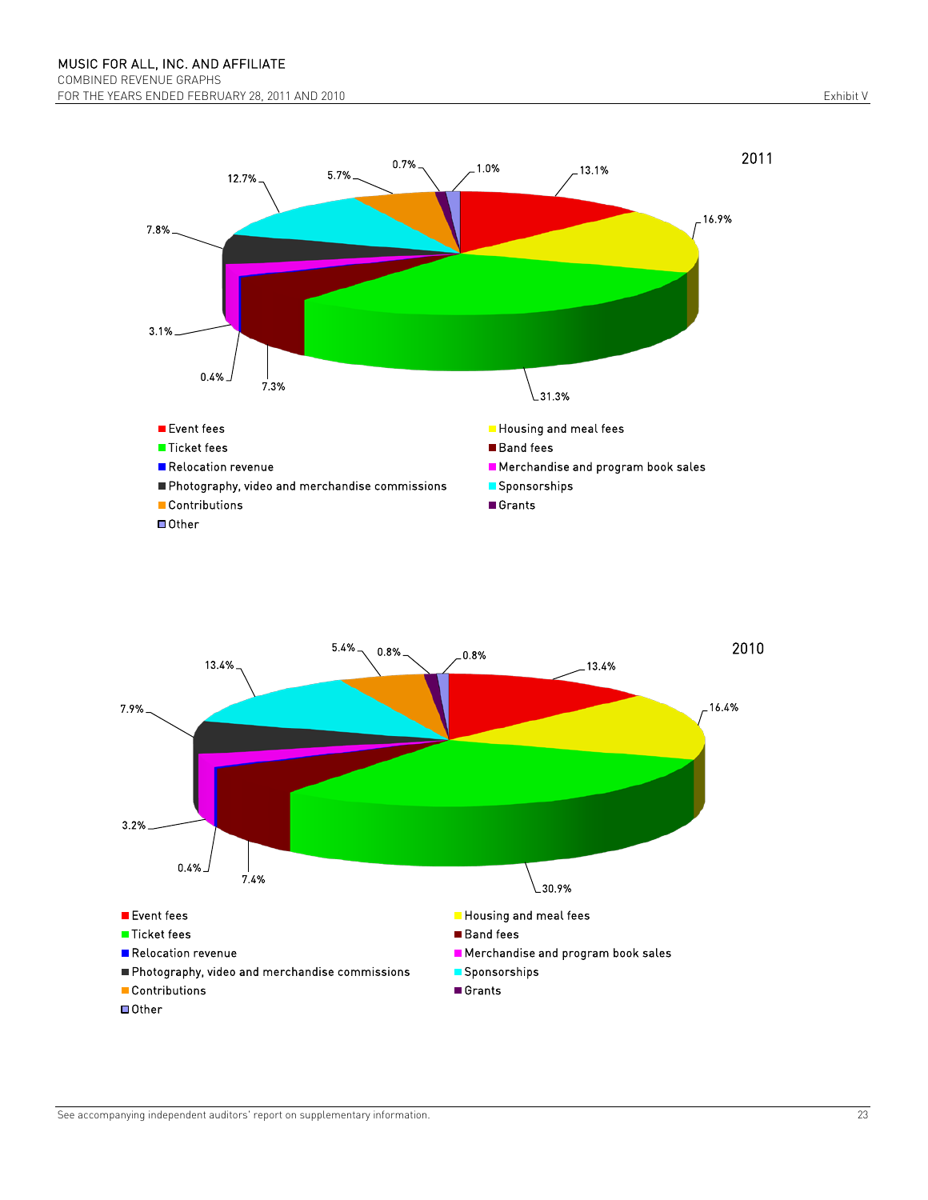MUSIC FOR ALL, INC. AND AFFILIATE
COMBINED REVENUE GRAPHS
FOR THE YEARS ENDED FEBRUARY 28, 2011 AND 2010

Exhibit V

## 2011

| Category | Percentage |
|---|---|
| Event fees | 13.1% |
| Housing and meal fees | 16.9% |
| Ticket fees | 31.3% |
| Band fees | 7.3% |
| Relocation revenue | 0.4% |
| Merchandise and program book sales | 3.1% |
| Photography, video and merchandise commissions | 7.8% |
| Sponsorships | 12.7% |
| Contributions | 5.7% |
| Grants | 0.7% |
| Other | 1.0% |

## 2010

| Category | Percentage |
|---|---|
| Event fees | 13.4% |
| Housing and meal fees | 16.4% |
| Ticket fees | 30.9% |
| Band fees | 7.4% |
| Relocation revenue | 0.4% |
| Merchandise and program book sales | 3.2% |
| Photography, video and merchandise commissions | 7.9% |
| Sponsorships | 13.4% |
| Contributions | 5.4% |
| Grants | 0.8% |
| Other | 0.8% |

See accompanying independent auditors' report on supplementary information.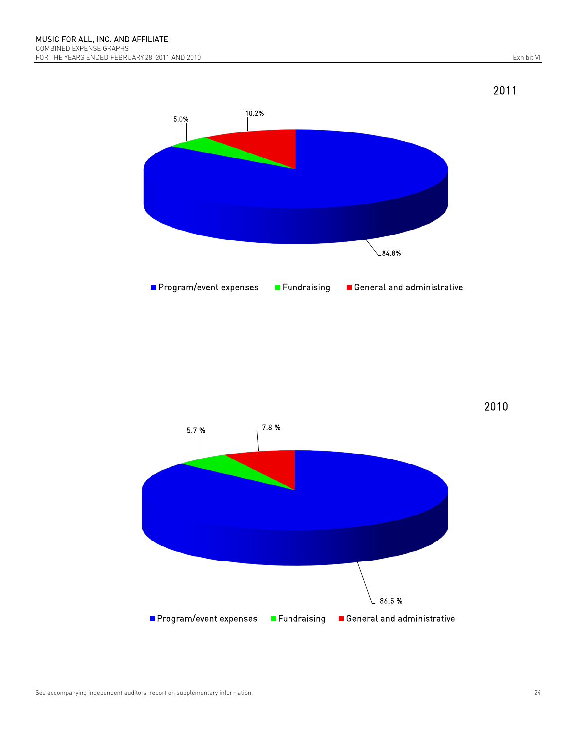MUSIC FOR ALL, INC. AND AFFILIATE

COMBINED EXPENSE GRAPHS

FOR THE YEARS ENDED FEBRUARY 28, 2011 AND 2010

Exhibit VI

2011

5.0%

10.2%

84.8%

Program/event expenses
Fundraising
General and administrative

2010

5.7 %

7.8 %

86.5 %

Program/event expenses
Fundraising
General and administrative

See accompanying independent auditors' report on supplementary information.